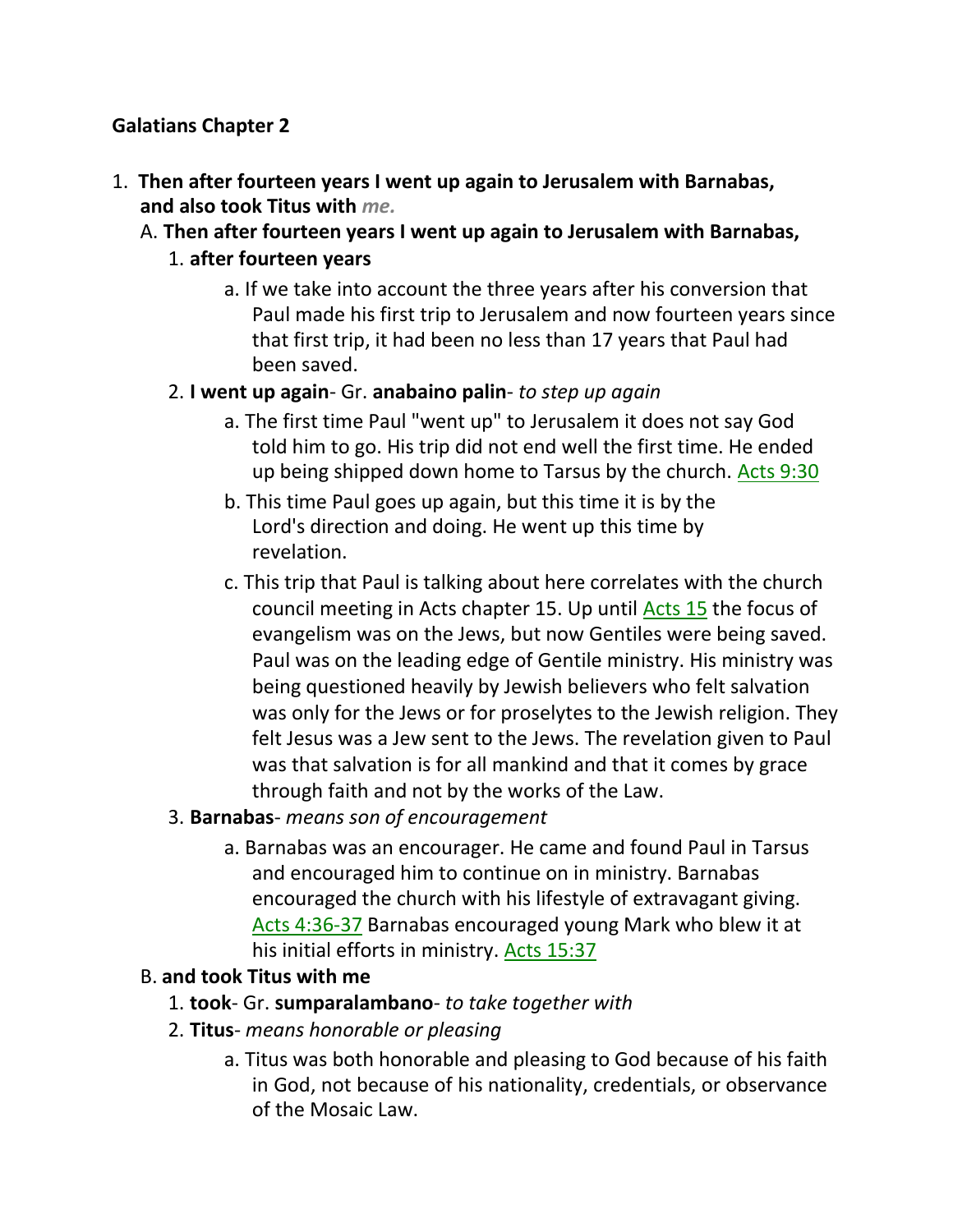**Galatians Chapter 2**

1. **Then after fourteen years I went up again to Jerusalem with Barnabas, and also took Titus with** ***me.***
   - A. **Then after fourteen years I went up again to Jerusalem with Barnabas,**
     1. **after fourteen years**
        - a. If we take into account the three years after his conversion that Paul made his first trip to Jerusalem and now fourteen years since that first trip, it had been no less than 17 years that Paul had been saved.
     2. **I went up again**- Gr. **anabaino palin**- *to step up again*
        - a. The first time Paul "went up" to Jerusalem it does not say God told him to go. His trip did not end well the first time. He ended up being shipped down home to Tarsus by the church. Acts 9:30
        - b. This time Paul goes up again, but this time it is by the Lord's direction and doing. He went up this time by revelation.
        - c. This trip that Paul is talking about here correlates with the church council meeting in Acts chapter 15. Up until Acts 15 the focus of evangelism was on the Jews, but now Gentiles were being saved. Paul was on the leading edge of Gentile ministry. His ministry was being questioned heavily by Jewish believers who felt salvation was only for the Jews or for proselytes to the Jewish religion. They felt Jesus was a Jew sent to the Jews. The revelation given to Paul was that salvation is for all mankind and that it comes by grace through faith and not by the works of the Law.
     3. **Barnabas**- *means son of encouragement*
        - a. Barnabas was an encourager. He came and found Paul in Tarsus and encouraged him to continue on in ministry. Barnabas encouraged the church with his lifestyle of extravagant giving. Acts 4:36-37 Barnabas encouraged young Mark who blew it at his initial efforts in ministry. Acts 15:37
   - B. **and took Titus with me**
     1. **took**- Gr. **sumparalambano**- *to take together with*
     2. **Titus**- *means honorable or pleasing*
        - a. Titus was both honorable and pleasing to God because of his faith in God, not because of his nationality, credentials, or observance of the Mosaic Law.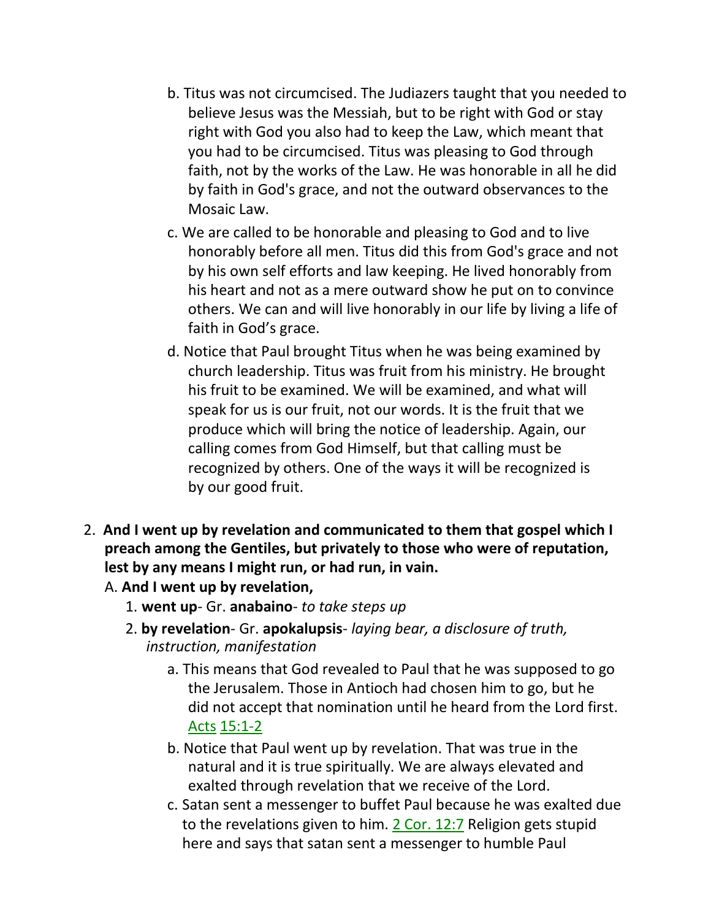b. Titus was not circumcised. The Judiazers taught that you needed to believe Jesus was the Messiah, but to be right with God or stay right with God you also had to keep the Law, which meant that you had to be circumcised. Titus was pleasing to God through faith, not by the works of the Law. He was honorable in all he did by faith in God's grace, and not the outward observances to the Mosaic Law.

c. We are called to be honorable and pleasing to God and to live honorably before all men. Titus did this from God's grace and not by his own self efforts and law keeping. He lived honorably from his heart and not as a mere outward show he put on to convince others. We can and will live honorably in our life by living a life of faith in God's grace.

d. Notice that Paul brought Titus when he was being examined by church leadership. Titus was fruit from his ministry. He brought his fruit to be examined. We will be examined, and what will speak for us is our fruit, not our words. It is the fruit that we produce which will bring the notice of leadership. Again, our calling comes from God Himself, but that calling must be recognized by others. One of the ways it will be recognized is by our good fruit.

2. **And I went up by revelation and communicated to them that gospel which I preach among the Gentiles, but privately to those who were of reputation, lest by any means I might run, or had run, in vain.**

A. **And I went up by revelation,**

1. **went up**- Gr. **anabaino**- *to take steps up*

2. **by revelation**- Gr. **apokalupsis**- *laying bear, a disclosure of truth, instruction, manifestation*

a. This means that God revealed to Paul that he was supposed to go the Jerusalem. Those in Antioch had chosen him to go, but he did not accept that nomination until he heard from the Lord first. Acts 15:1-2

b. Notice that Paul went up by revelation. That was true in the natural and it is true spiritually. We are always elevated and exalted through revelation that we receive of the Lord.

c. Satan sent a messenger to buffet Paul because he was exalted due to the revelations given to him. 2 Cor. 12:7 Religion gets stupid here and says that satan sent a messenger to humble Paul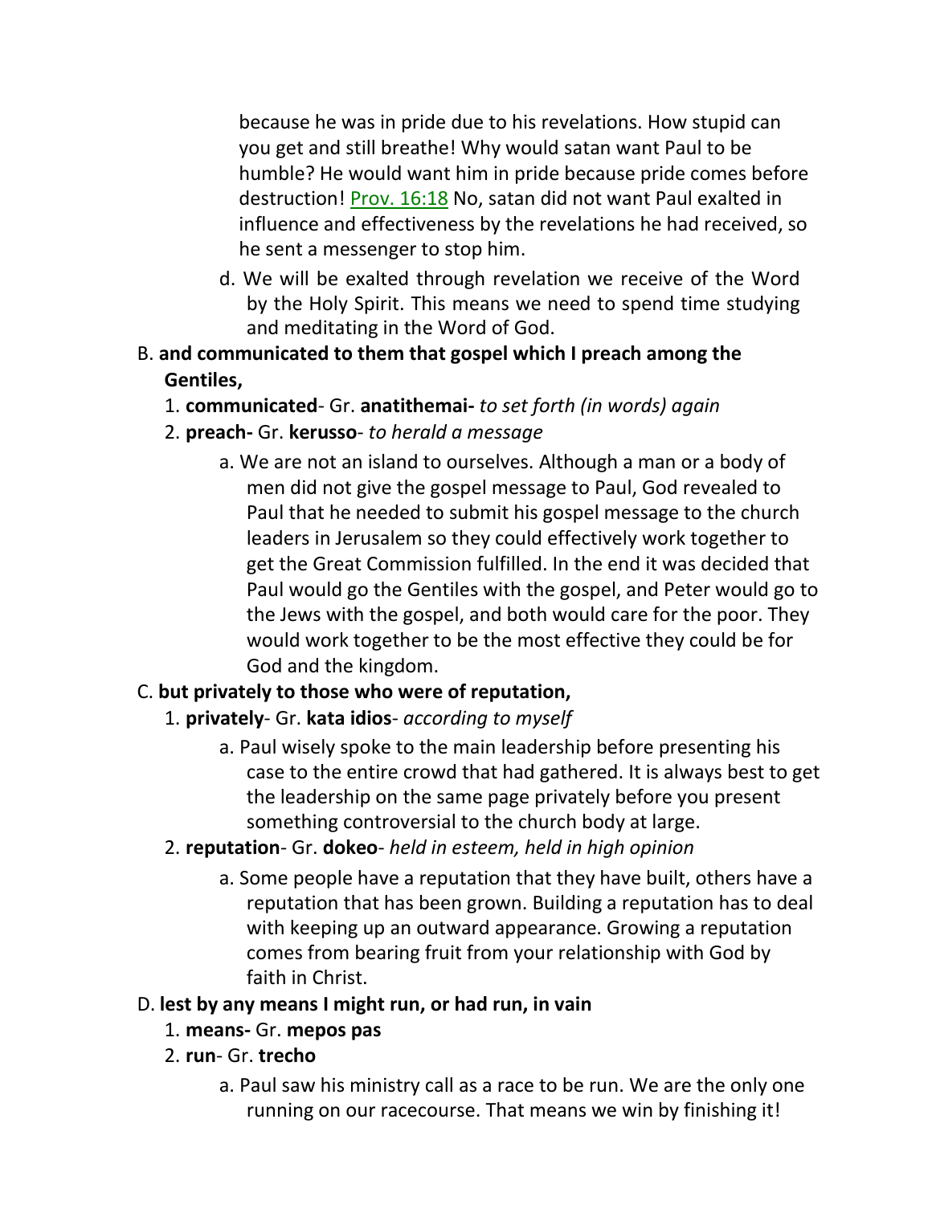because he was in pride due to his revelations. How stupid can you get and still breathe! Why would satan want Paul to be humble? He would want him in pride because pride comes before destruction! Prov. 16:18 No, satan did not want Paul exalted in influence and effectiveness by the revelations he had received, so he sent a messenger to stop him.

d. We will be exalted through revelation we receive of the Word by the Holy Spirit. This means we need to spend time studying and meditating in the Word of God.

B. **and communicated to them that gospel which I preach among the Gentiles,**

1. **communicated**- Gr. **anatithemai-** *to set forth (in words) again*
2. **preach-** Gr. **kerusso**- *to herald a message*

a. We are not an island to ourselves. Although a man or a body of men did not give the gospel message to Paul, God revealed to Paul that he needed to submit his gospel message to the church leaders in Jerusalem so they could effectively work together to get the Great Commission fulfilled. In the end it was decided that Paul would go the Gentiles with the gospel, and Peter would go to the Jews with the gospel, and both would care for the poor. They would work together to be the most effective they could be for God and the kingdom.

C. **but privately to those who were of reputation,**

1. **privately**- Gr. **kata idios**- *according to myself*

a. Paul wisely spoke to the main leadership before presenting his case to the entire crowd that had gathered. It is always best to get the leadership on the same page privately before you present something controversial to the church body at large.

2. **reputation**- Gr. **dokeo**- *held in esteem, held in high opinion*

a. Some people have a reputation that they have built, others have a reputation that has been grown. Building a reputation has to deal with keeping up an outward appearance. Growing a reputation comes from bearing fruit from your relationship with God by faith in Christ.

D. **lest by any means I might run, or had run, in vain**

1. **means-** Gr. **mepos pas**
2. **run**- Gr. **trecho**

a. Paul saw his ministry call as a race to be run. We are the only one running on our racecourse. That means we win by finishing it!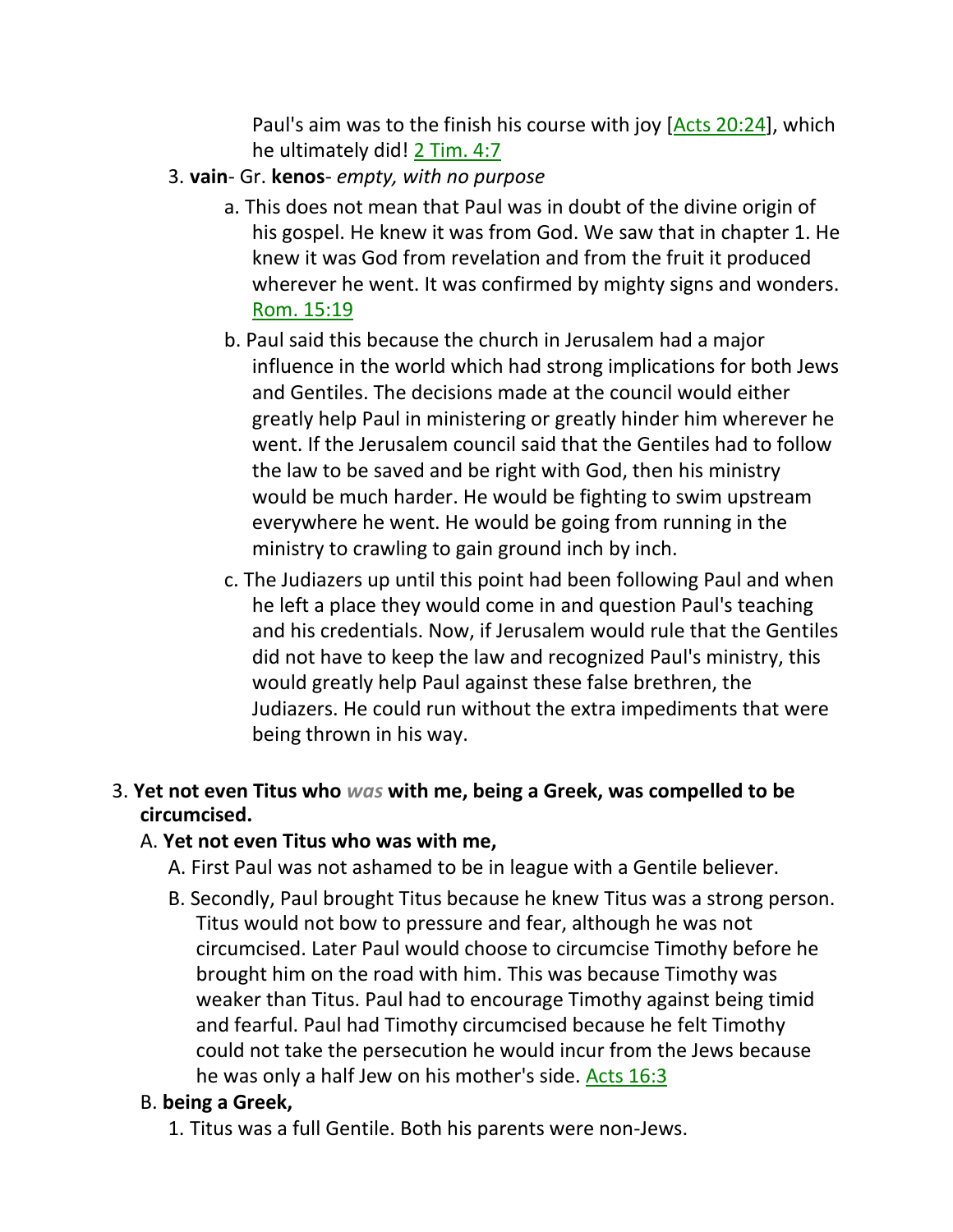Paul's aim was to the finish his course with joy [Acts 20:24], which he ultimately did! 2 Tim. 4:7

3. **vain**- Gr. **kenos**- *empty, with no purpose*
   - a. This does not mean that Paul was in doubt of the divine origin of his gospel. He knew it was from God. We saw that in chapter 1. He knew it was God from revelation and from the fruit it produced wherever he went. It was confirmed by mighty signs and wonders. Rom. 15:19
   - b. Paul said this because the church in Jerusalem had a major influence in the world which had strong implications for both Jews and Gentiles. The decisions made at the council would either greatly help Paul in ministering or greatly hinder him wherever he went. If the Jerusalem council said that the Gentiles had to follow the law to be saved and be right with God, then his ministry would be much harder. He would be fighting to swim upstream everywhere he went. He would be going from running in the ministry to crawling to gain ground inch by inch.
   - c. The Judiazers up until this point had been following Paul and when he left a place they would come in and question Paul's teaching and his credentials. Now, if Jerusalem would rule that the Gentiles did not have to keep the law and recognized Paul's ministry, this would greatly help Paul against these false brethren, the Judiazers. He could run without the extra impediments that were being thrown in his way.

3. **Yet not even Titus who *was* with me, being a Greek, was compelled to be circumcised.**
   - A. **Yet not even Titus who was with me,**
     - A. First Paul was not ashamed to be in league with a Gentile believer.
     - B. Secondly, Paul brought Titus because he knew Titus was a strong person. Titus would not bow to pressure and fear, although he was not circumcised. Later Paul would choose to circumcise Timothy before he brought him on the road with him. This was because Timothy was weaker than Titus. Paul had to encourage Timothy against being timid and fearful. Paul had Timothy circumcised because he felt Timothy could not take the persecution he would incur from the Jews because he was only a half Jew on his mother's side. Acts 16:3
   - B. **being a Greek,**
     - 1. Titus was a full Gentile. Both his parents were non-Jews.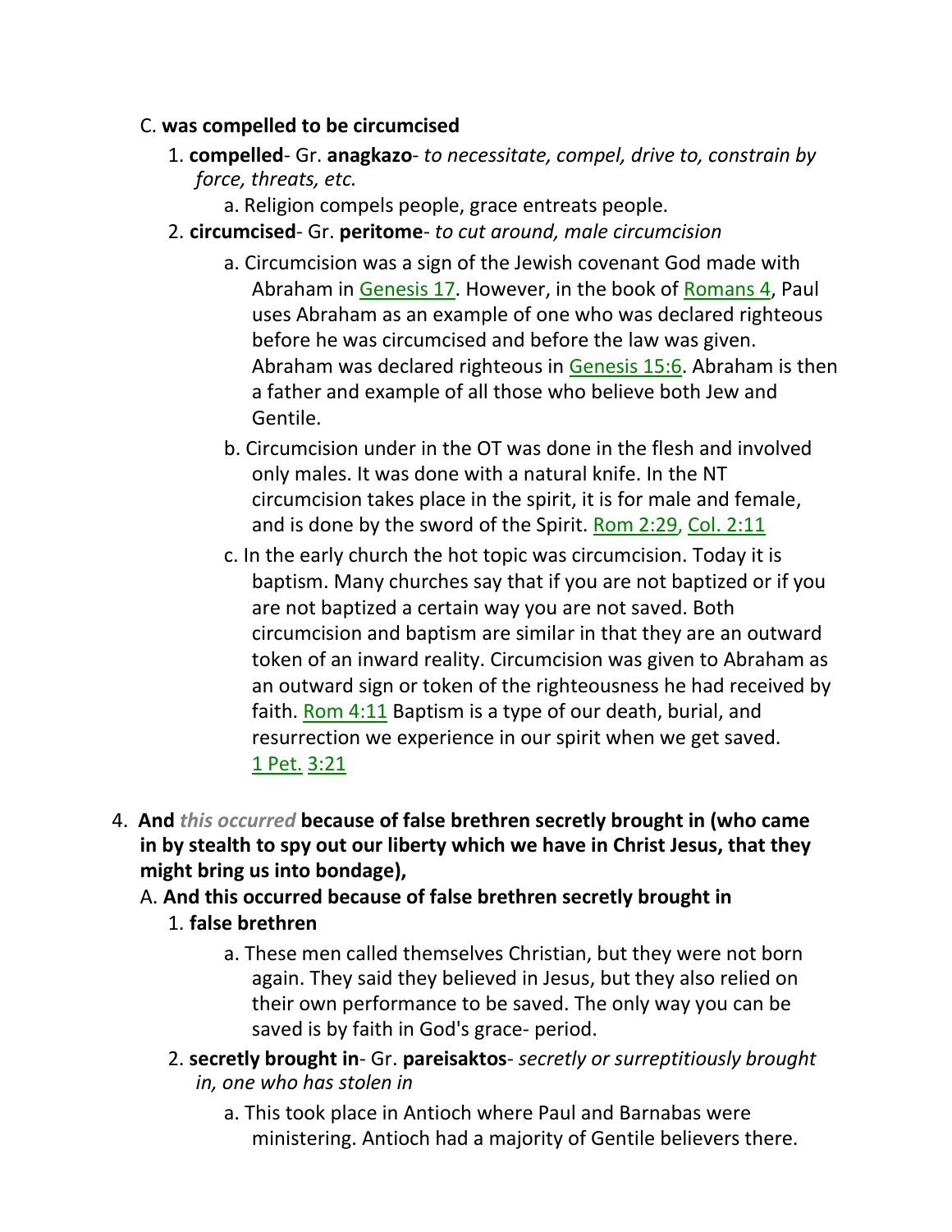C. **was compelled to be circumcised**

1. **compelled**- Gr. **anagkazo**- *to necessitate, compel, drive to, constrain by force, threats, etc.*
    a. Religion compels people, grace entreats people.
2. **circumcised**- Gr. **peritome**- *to cut around, male circumcision*
    a. Circumcision was a sign of the Jewish covenant God made with Abraham in Genesis 17. However, in the book of Romans 4, Paul uses Abraham as an example of one who was declared righteous before he was circumcised and before the law was given. Abraham was declared righteous in Genesis 15:6. Abraham is then a father and example of all those who believe both Jew and Gentile.
    b. Circumcision under in the OT was done in the flesh and involved only males. It was done with a natural knife. In the NT circumcision takes place in the spirit, it is for male and female, and is done by the sword of the Spirit. Rom 2:29, Col. 2:11
    c. In the early church the hot topic was circumcision. Today it is baptism. Many churches say that if you are not baptized or if you are not baptized a certain way you are not saved. Both circumcision and baptism are similar in that they are an outward token of an inward reality. Circumcision was given to Abraham as an outward sign or token of the righteousness he had received by faith. Rom 4:11 Baptism is a type of our death, burial, and resurrection we experience in our spirit when we get saved. 1 Pet. 3:21

4. **And *this occurred* because of false brethren secretly brought in (who came in by stealth to spy out our liberty which we have in Christ Jesus, that they might bring us into bondage),**

A. **And this occurred because of false brethren secretly brought in**

1. **false brethren**
    a. These men called themselves Christian, but they were not born again. They said they believed in Jesus, but they also relied on their own performance to be saved. The only way you can be saved is by faith in God's grace- period.
2. **secretly brought in**- Gr. **pareisaktos**- *secretly or surreptitiously brought in, one who has stolen in*
    a. This took place in Antioch where Paul and Barnabas were ministering. Antioch had a majority of Gentile believers there.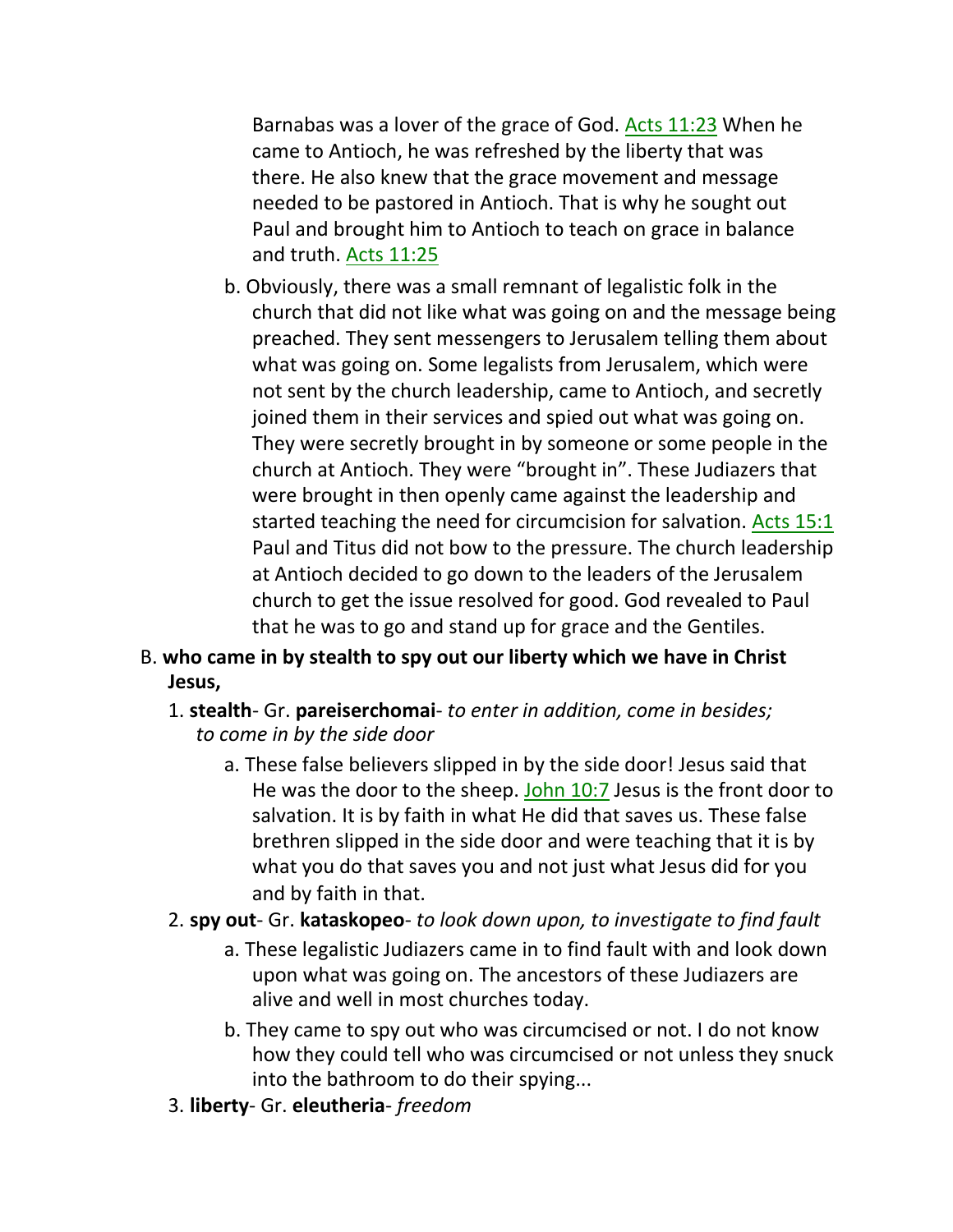Barnabas was a lover of the grace of God. Acts 11:23 When he came to Antioch, he was refreshed by the liberty that was there. He also knew that the grace movement and message needed to be pastored in Antioch. That is why he sought out Paul and brought him to Antioch to teach on grace in balance and truth. Acts 11:25

b. Obviously, there was a small remnant of legalistic folk in the church that did not like what was going on and the message being preached. They sent messengers to Jerusalem telling them about what was going on. Some legalists from Jerusalem, which were not sent by the church leadership, came to Antioch, and secretly joined them in their services and spied out what was going on. They were secretly brought in by someone or some people in the church at Antioch. They were "brought in". These Judiazers that were brought in then openly came against the leadership and started teaching the need for circumcision for salvation. Acts 15:1 Paul and Titus did not bow to the pressure. The church leadership at Antioch decided to go down to the leaders of the Jerusalem church to get the issue resolved for good. God revealed to Paul that he was to go and stand up for grace and the Gentiles.

B. **who came in by stealth to spy out our liberty which we have in Christ Jesus,**

1. **stealth**- Gr. **pareiserchomai**- *to enter in addition, come in besides; to come in by the side door*

   a. These false believers slipped in by the side door! Jesus said that He was the door to the sheep. John 10:7 Jesus is the front door to salvation. It is by faith in what He did that saves us. These false brethren slipped in the side door and were teaching that it is by what you do that saves you and not just what Jesus did for you and by faith in that.

2. **spy out**- Gr. **kataskopeo**- *to look down upon, to investigate to find fault*

   a. These legalistic Judiazers came in to find fault with and look down upon what was going on. The ancestors of these Judiazers are alive and well in most churches today.

   b. They came to spy out who was circumcised or not. I do not know how they could tell who was circumcised or not unless they snuck into the bathroom to do their spying...

3. **liberty**- Gr. **eleutheria**- *freedom*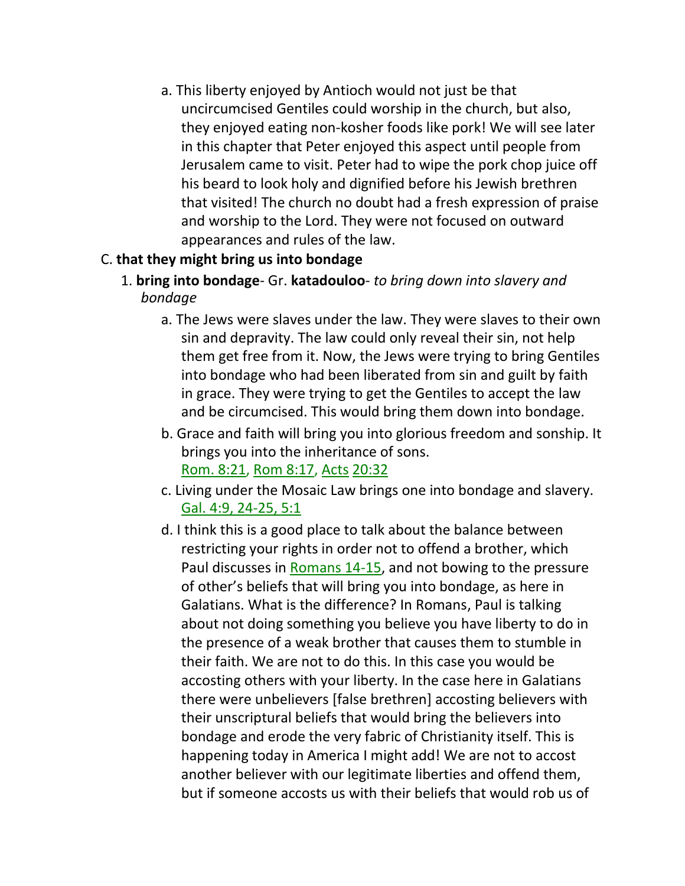a. This liberty enjoyed by Antioch would not just be that uncircumcised Gentiles could worship in the church, but also, they enjoyed eating non-kosher foods like pork! We will see later in this chapter that Peter enjoyed this aspect until people from Jerusalem came to visit. Peter had to wipe the pork chop juice off his beard to look holy and dignified before his Jewish brethren that visited! The church no doubt had a fresh expression of praise and worship to the Lord. They were not focused on outward appearances and rules of the law.

C. **that they might bring us into bondage**

1. **bring into bondage**- Gr. **katadouloo**- *to bring down into slavery and bondage*

   a. The Jews were slaves under the law. They were slaves to their own sin and depravity. The law could only reveal their sin, not help them get free from it. Now, the Jews were trying to bring Gentiles into bondage who had been liberated from sin and guilt by faith in grace. They were trying to get the Gentiles to accept the law and be circumcised. This would bring them down into bondage.

   b. Grace and faith will bring you into glorious freedom and sonship. It brings you into the inheritance of sons. Rom. 8:21, Rom 8:17, Acts 20:32

   c. Living under the Mosaic Law brings one into bondage and slavery. Gal. 4:9, 24-25, 5:1

   d. I think this is a good place to talk about the balance between restricting your rights in order not to offend a brother, which Paul discusses in Romans 14-15, and not bowing to the pressure of other's beliefs that will bring you into bondage, as here in Galatians. What is the difference? In Romans, Paul is talking about not doing something you believe you have liberty to do in the presence of a weak brother that causes them to stumble in their faith. We are not to do this. In this case you would be accosting others with your liberty. In the case here in Galatians there were unbelievers [false brethren] accosting believers with their unscriptural beliefs that would bring the believers into bondage and erode the very fabric of Christianity itself. This is happening today in America I might add! We are not to accost another believer with our legitimate liberties and offend them, but if someone accosts us with their beliefs that would rob us of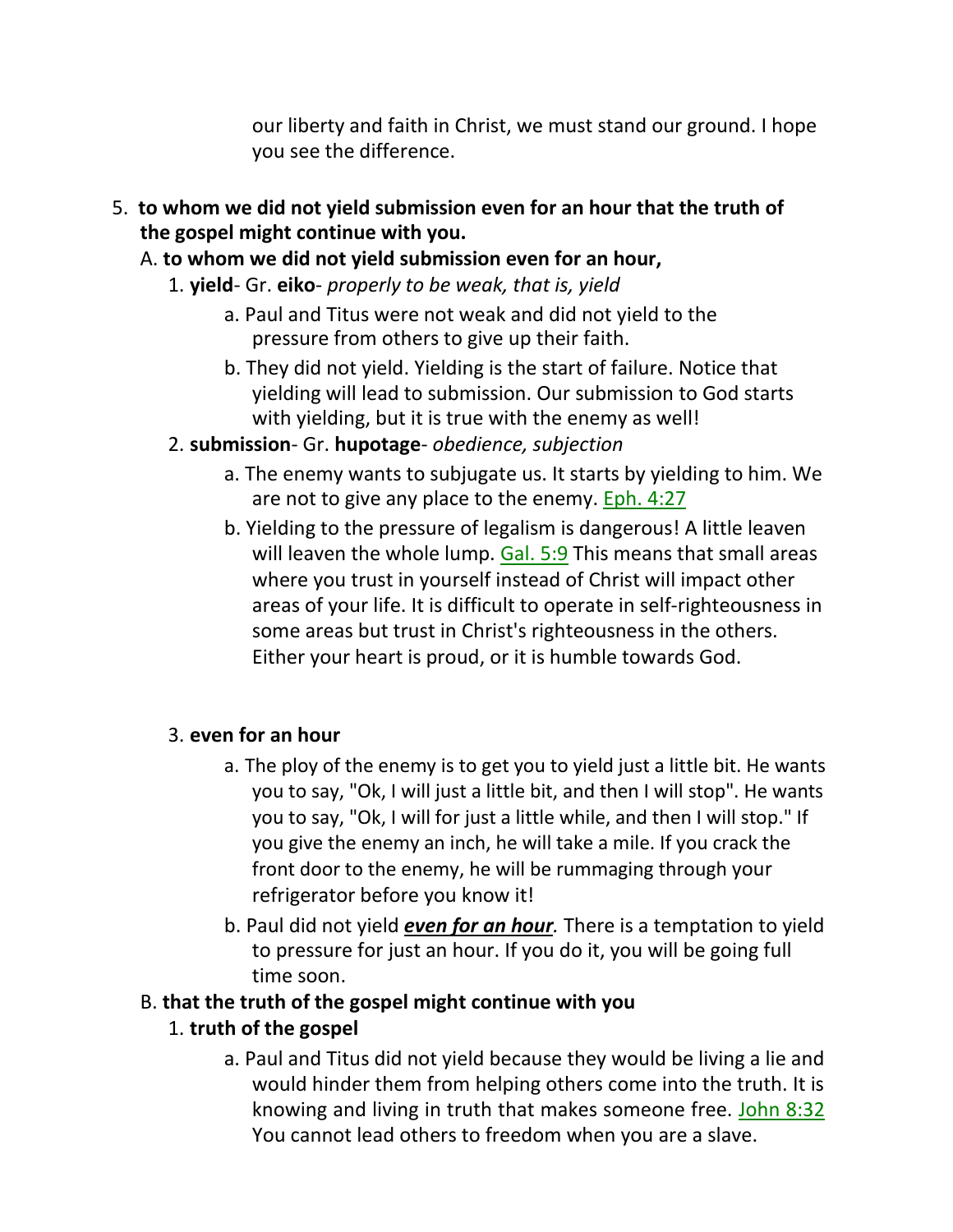our liberty and faith in Christ, we must stand our ground. I hope you see the difference.

5. **to whom we did not yield submission even for an hour that the truth of the gospel might continue with you.**

   A. **to whom we did not yield submission even for an hour,**

      1. **yield**- Gr. **eiko**- *properly to be weak, that is, yield*

         a. Paul and Titus were not weak and did not yield to the pressure from others to give up their faith.

         b. They did not yield. Yielding is the start of failure. Notice that yielding will lead to submission. Our submission to God starts with yielding, but it is true with the enemy as well!

      2. **submission**- Gr. **hupotage**- *obedience, subjection*

         a. The enemy wants to subjugate us. It starts by yielding to him. We are not to give any place to the enemy. Eph. 4:27

         b. Yielding to the pressure of legalism is dangerous! A little leaven will leaven the whole lump. Gal. 5:9 This means that small areas where you trust in yourself instead of Christ will impact other areas of your life. It is difficult to operate in self-righteousness in some areas but trust in Christ's righteousness in the others. Either your heart is proud, or it is humble towards God.

      3. **even for an hour**

         a. The ploy of the enemy is to get you to yield just a little bit. He wants you to say, "Ok, I will just a little bit, and then I will stop". He wants you to say, "Ok, I will for just a little while, and then I will stop." If you give the enemy an inch, he will take a mile. If you crack the front door to the enemy, he will be rummaging through your refrigerator before you know it!

         b. Paul did not yield ***even for an hour.*** There is a temptation to yield to pressure for just an hour. If you do it, you will be going full time soon.

   B. **that the truth of the gospel might continue with you**

      1. **truth of the gospel**

         a. Paul and Titus did not yield because they would be living a lie and would hinder them from helping others come into the truth. It is knowing and living in truth that makes someone free. John 8:32 You cannot lead others to freedom when you are a slave.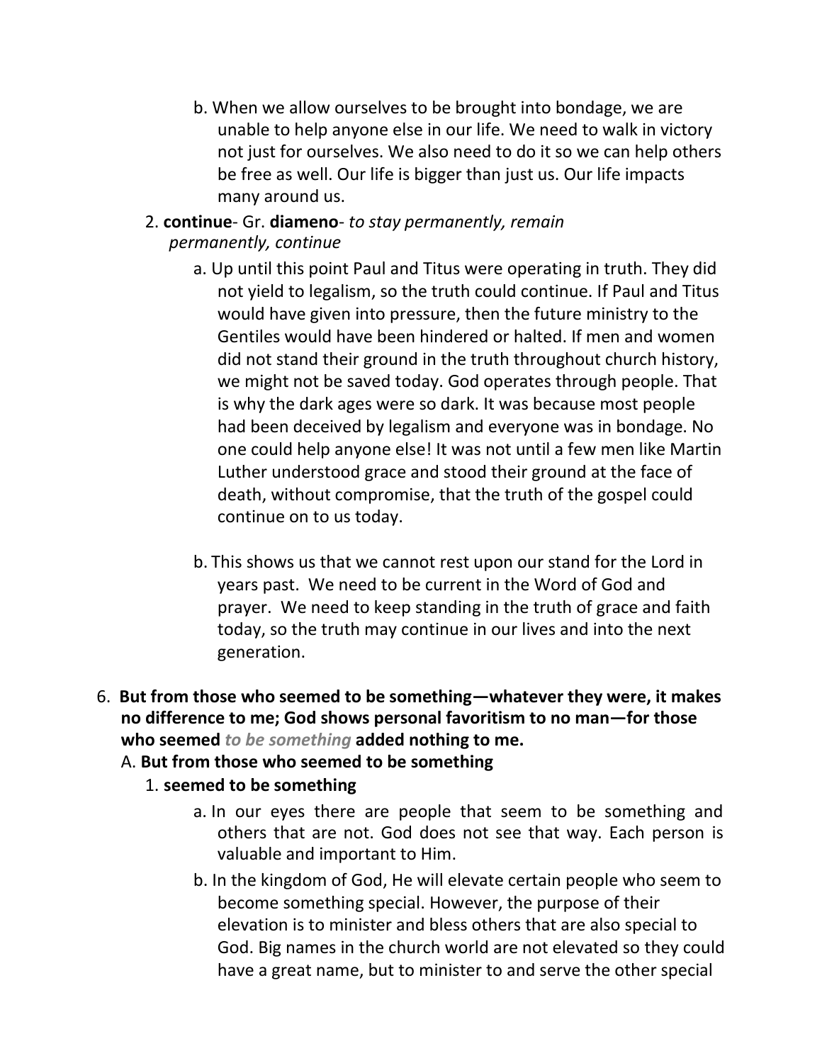b. When we allow ourselves to be brought into bondage, we are unable to help anyone else in our life. We need to walk in victory not just for ourselves. We also need to do it so we can help others be free as well. Our life is bigger than just us. Our life impacts many around us.

2. **continue**- Gr. **diameno**- *to stay permanently, remain permanently, continue*

a. Up until this point Paul and Titus were operating in truth. They did not yield to legalism, so the truth could continue. If Paul and Titus would have given into pressure, then the future ministry to the Gentiles would have been hindered or halted. If men and women did not stand their ground in the truth throughout church history, we might not be saved today. God operates through people. That is why the dark ages were so dark. It was because most people had been deceived by legalism and everyone was in bondage. No one could help anyone else! It was not until a few men like Martin Luther understood grace and stood their ground at the face of death, without compromise, that the truth of the gospel could continue on to us today.

b. This shows us that we cannot rest upon our stand for the Lord in years past. We need to be current in the Word of God and prayer. We need to keep standing in the truth of grace and faith today, so the truth may continue in our lives and into the next generation.

6. **But from those who seemed to be something—whatever they were, it makes no difference to me; God shows personal favoritism to no man—for those who seemed *to be something* added nothing to me.**

A. **But from those who seemed to be something**

1. **seemed to be something**

a. In our eyes there are people that seem to be something and others that are not. God does not see that way. Each person is valuable and important to Him.

b. In the kingdom of God, He will elevate certain people who seem to become something special. However, the purpose of their elevation is to minister and bless others that are also special to God. Big names in the church world are not elevated so they could have a great name, but to minister to and serve the other special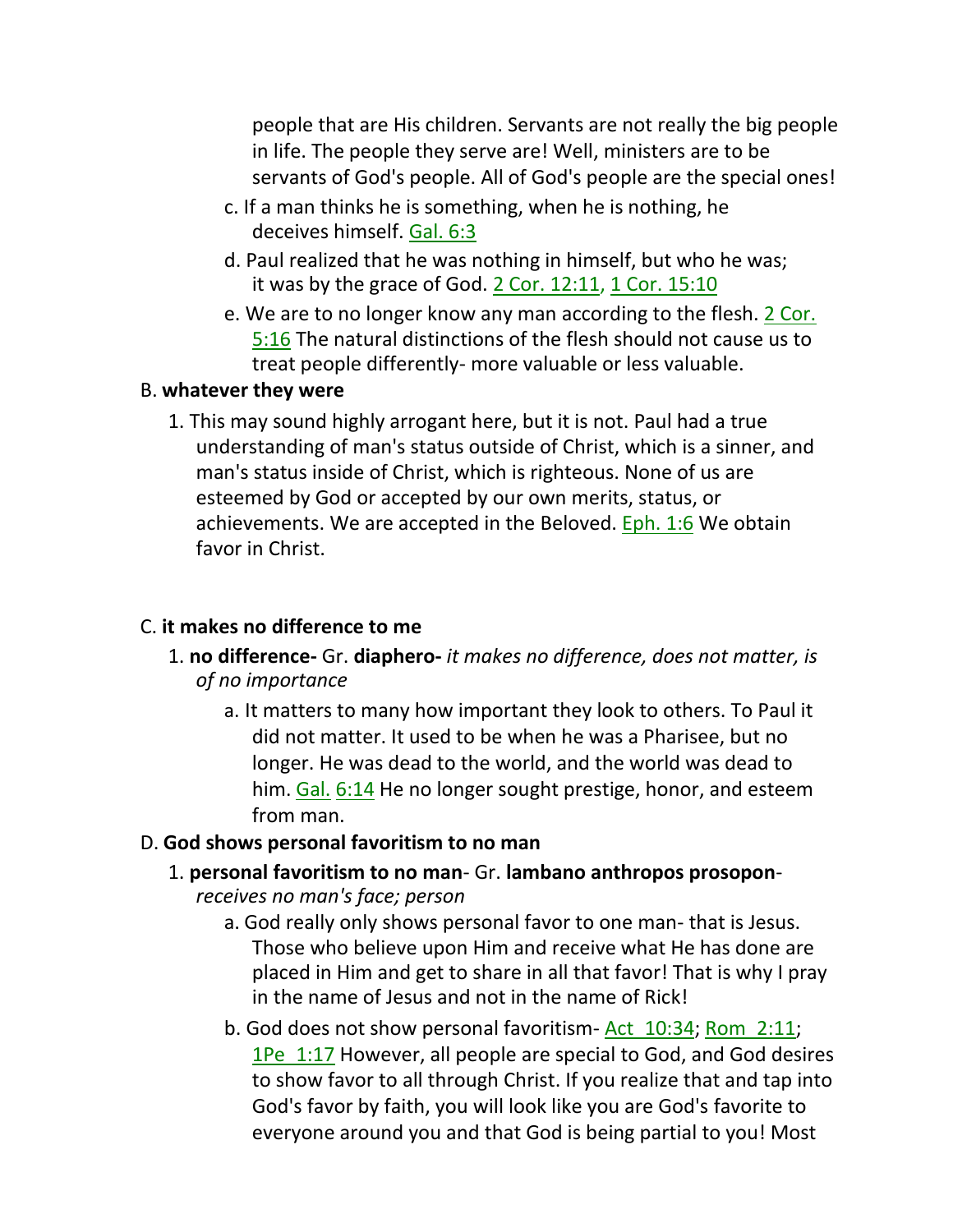people that are His children. Servants are not really the big people in life. The people they serve are! Well, ministers are to be servants of God's people. All of God's people are the special ones!

c. If a man thinks he is something, when he is nothing, he deceives himself. Gal. 6:3

d. Paul realized that he was nothing in himself, but who he was; it was by the grace of God. 2 Cor. 12:11, 1 Cor. 15:10

e. We are to no longer know any man according to the flesh. 2 Cor. 5:16 The natural distinctions of the flesh should not cause us to treat people differently- more valuable or less valuable.

B. **whatever they were**

1. This may sound highly arrogant here, but it is not. Paul had a true understanding of man's status outside of Christ, which is a sinner, and man's status inside of Christ, which is righteous. None of us are esteemed by God or accepted by our own merits, status, or achievements. We are accepted in the Beloved. Eph. 1:6 We obtain favor in Christ.

C. **it makes no difference to me**

1. **no difference-** Gr. **diaphero-** *it makes no difference, does not matter, is of no importance*

a. It matters to many how important they look to others. To Paul it did not matter. It used to be when he was a Pharisee, but no longer. He was dead to the world, and the world was dead to him. Gal. 6:14 He no longer sought prestige, honor, and esteem from man.

D. **God shows personal favoritism to no man**

1. **personal favoritism to no man**- Gr. **lambano anthropos prosopon**- *receives no man's face; person*

a. God really only shows personal favor to one man- that is Jesus. Those who believe upon Him and receive what He has done are placed in Him and get to share in all that favor! That is why I pray in the name of Jesus and not in the name of Rick!

b. God does not show personal favoritism- Act 10:34; Rom 2:11; 1Pe 1:17 However, all people are special to God, and God desires to show favor to all through Christ. If you realize that and tap into God's favor by faith, you will look like you are God's favorite to everyone around you and that God is being partial to you! Most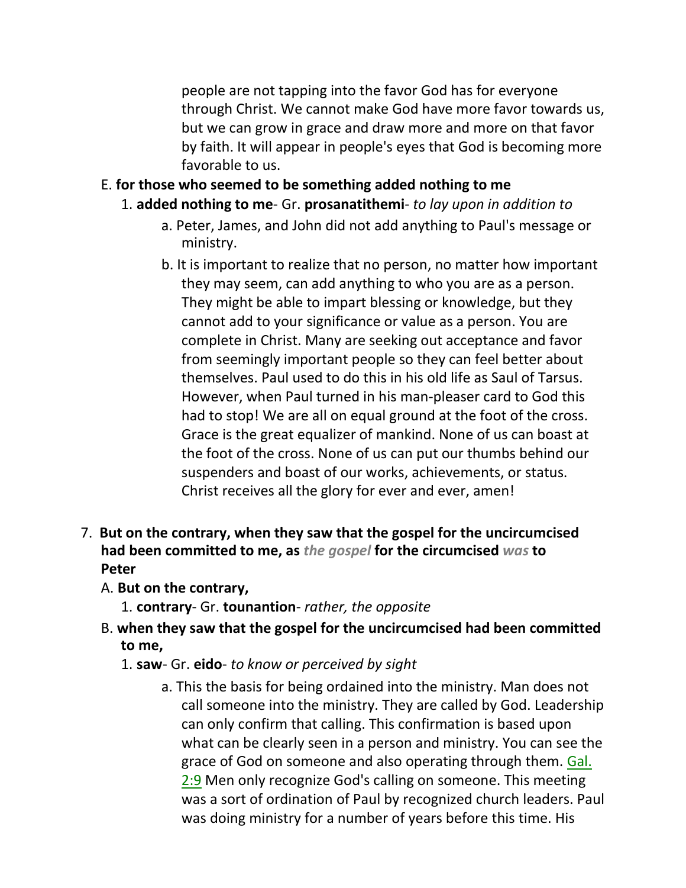people are not tapping into the favor God has for everyone through Christ. We cannot make God have more favor towards us, but we can grow in grace and draw more and more on that favor by faith. It will appear in people's eyes that God is becoming more favorable to us.

E. **for those who seemed to be something added nothing to me**

1. **added nothing to me**- Gr. **prosanatithemi**- *to lay upon in addition to*

a. Peter, James, and John did not add anything to Paul's message or ministry.

b. It is important to realize that no person, no matter how important they may seem, can add anything to who you are as a person. They might be able to impart blessing or knowledge, but they cannot add to your significance or value as a person. You are complete in Christ. Many are seeking out acceptance and favor from seemingly important people so they can feel better about themselves. Paul used to do this in his old life as Saul of Tarsus. However, when Paul turned in his man-pleaser card to God this had to stop! We are all on equal ground at the foot of the cross. Grace is the great equalizer of mankind. None of us can boast at the foot of the cross. None of us can put our thumbs behind our suspenders and boast of our works, achievements, or status. Christ receives all the glory for ever and ever, amen!

7. **But on the contrary, when they saw that the gospel for the uncircumcised had been committed to me, as *the gospel* for the circumcised *was* to Peter**

A. **But on the contrary,**

1. **contrary**- Gr. **tounantion**- *rather, the opposite*

B. **when they saw that the gospel for the uncircumcised had been committed to me,**

1. **saw**- Gr. **eido**- *to know or perceived by sight*

a. This the basis for being ordained into the ministry. Man does not call someone into the ministry. They are called by God. Leadership can only confirm that calling. This confirmation is based upon what can be clearly seen in a person and ministry. You can see the grace of God on someone and also operating through them. Gal. 2:9 Men only recognize God's calling on someone. This meeting was a sort of ordination of Paul by recognized church leaders. Paul was doing ministry for a number of years before this time. His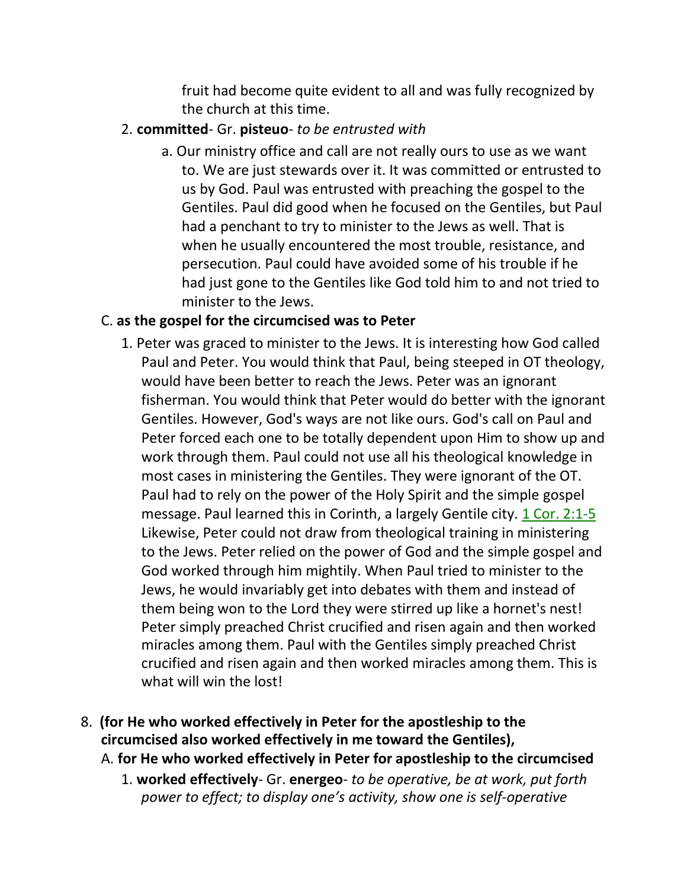fruit had become quite evident to all and was fully recognized by the church at this time.

2. **committed**- Gr. **pisteuo**- *to be entrusted with*

   a. Our ministry office and call are not really ours to use as we want to. We are just stewards over it. It was committed or entrusted to us by God. Paul was entrusted with preaching the gospel to the Gentiles. Paul did good when he focused on the Gentiles, but Paul had a penchant to try to minister to the Jews as well. That is when he usually encountered the most trouble, resistance, and persecution. Paul could have avoided some of his trouble if he had just gone to the Gentiles like God told him to and not tried to minister to the Jews.

C. **as the gospel for the circumcised was to Peter**

1. Peter was graced to minister to the Jews. It is interesting how God called Paul and Peter. You would think that Paul, being steeped in OT theology, would have been better to reach the Jews. Peter was an ignorant fisherman. You would think that Peter would do better with the ignorant Gentiles. However, God's ways are not like ours. God's call on Paul and Peter forced each one to be totally dependent upon Him to show up and work through them. Paul could not use all his theological knowledge in most cases in ministering the Gentiles. They were ignorant of the OT. Paul had to rely on the power of the Holy Spirit and the simple gospel message. Paul learned this in Corinth, a largely Gentile city. 1 Cor. 2:1-5 Likewise, Peter could not draw from theological training in ministering to the Jews. Peter relied on the power of God and the simple gospel and God worked through him mightily. When Paul tried to minister to the Jews, he would invariably get into debates with them and instead of them being won to the Lord they were stirred up like a hornet's nest! Peter simply preached Christ crucified and risen again and then worked miracles among them. Paul with the Gentiles simply preached Christ crucified and risen again and then worked miracles among them. This is what will win the lost!

8. **(for He who worked effectively in Peter for the apostleship to the circumcised also worked effectively in me toward the Gentiles),**

A. **for He who worked effectively in Peter for apostleship to the circumcised**

1. **worked effectively**- Gr. **energeo**- *to be operative, be at work, put forth power to effect; to display one's activity, show one is self-operative*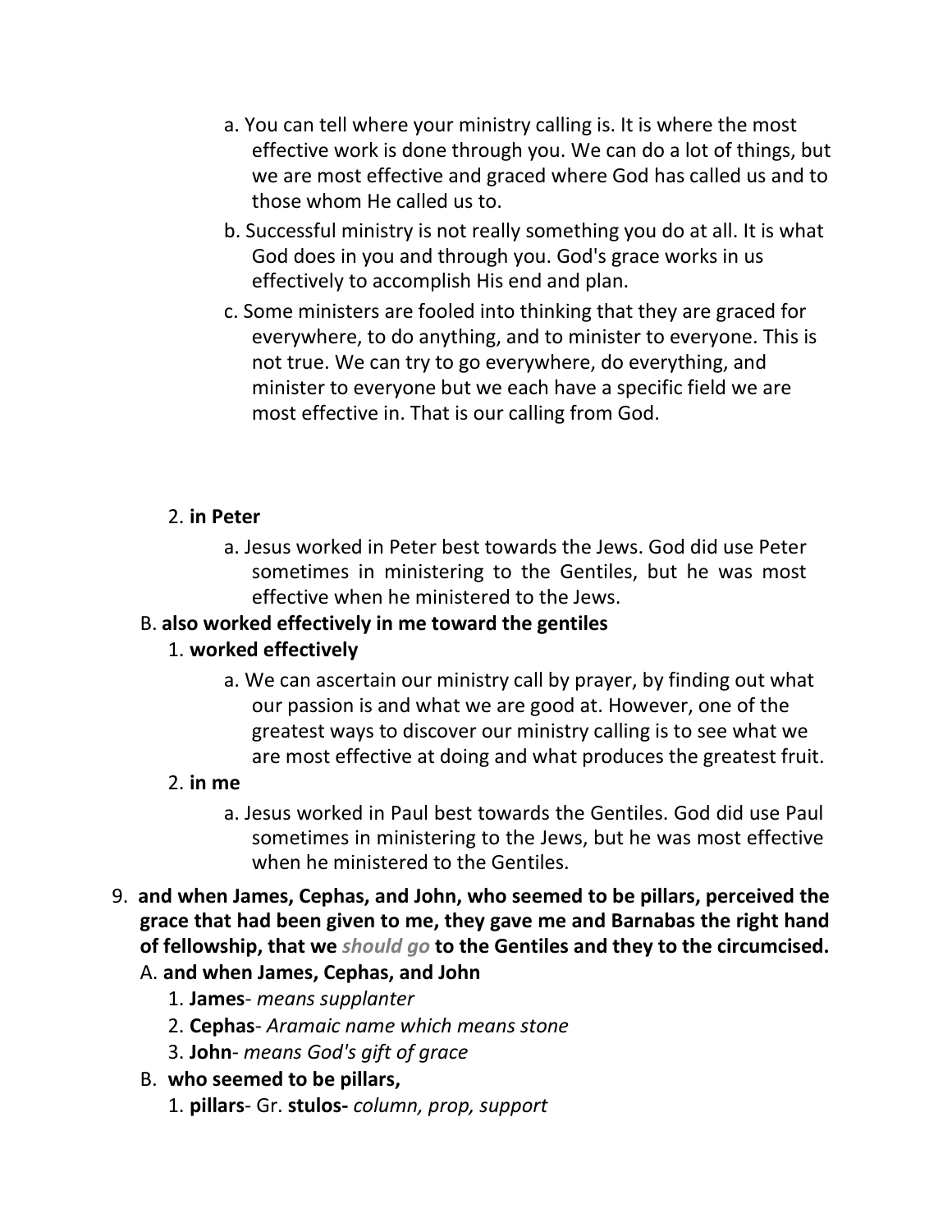a. You can tell where your ministry calling is. It is where the most effective work is done through you. We can do a lot of things, but we are most effective and graced where God has called us and to those whom He called us to.

b. Successful ministry is not really something you do at all. It is what God does in you and through you. God's grace works in us effectively to accomplish His end and plan.

c. Some ministers are fooled into thinking that they are graced for everywhere, to do anything, and to minister to everyone. This is not true. We can try to go everywhere, do everything, and minister to everyone but we each have a specific field we are most effective in. That is our calling from God.

2. **in Peter**

a. Jesus worked in Peter best towards the Jews. God did use Peter sometimes in ministering to the Gentiles, but he was most effective when he ministered to the Jews.

B. **also worked effectively in me toward the gentiles**

1. **worked effectively**

a. We can ascertain our ministry call by prayer, by finding out what our passion is and what we are good at. However, one of the greatest ways to discover our ministry calling is to see what we are most effective at doing and what produces the greatest fruit.

2. **in me**

a. Jesus worked in Paul best towards the Gentiles. God did use Paul sometimes in ministering to the Jews, but he was most effective when he ministered to the Gentiles.

9. **and when James, Cephas, and John, who seemed to be pillars, perceived the grace that had been given to me, they gave me and Barnabas the right hand of fellowship, that we *should go* to the Gentiles and they to the circumcised.**

A. **and when James, Cephas, and John**

1. **James**- *means supplanter*
2. **Cephas**- *Aramaic name which means stone*
3. **John**- *means God's gift of grace*

B. **who seemed to be pillars,**

1. **pillars**- Gr. **stulos-** *column, prop, support*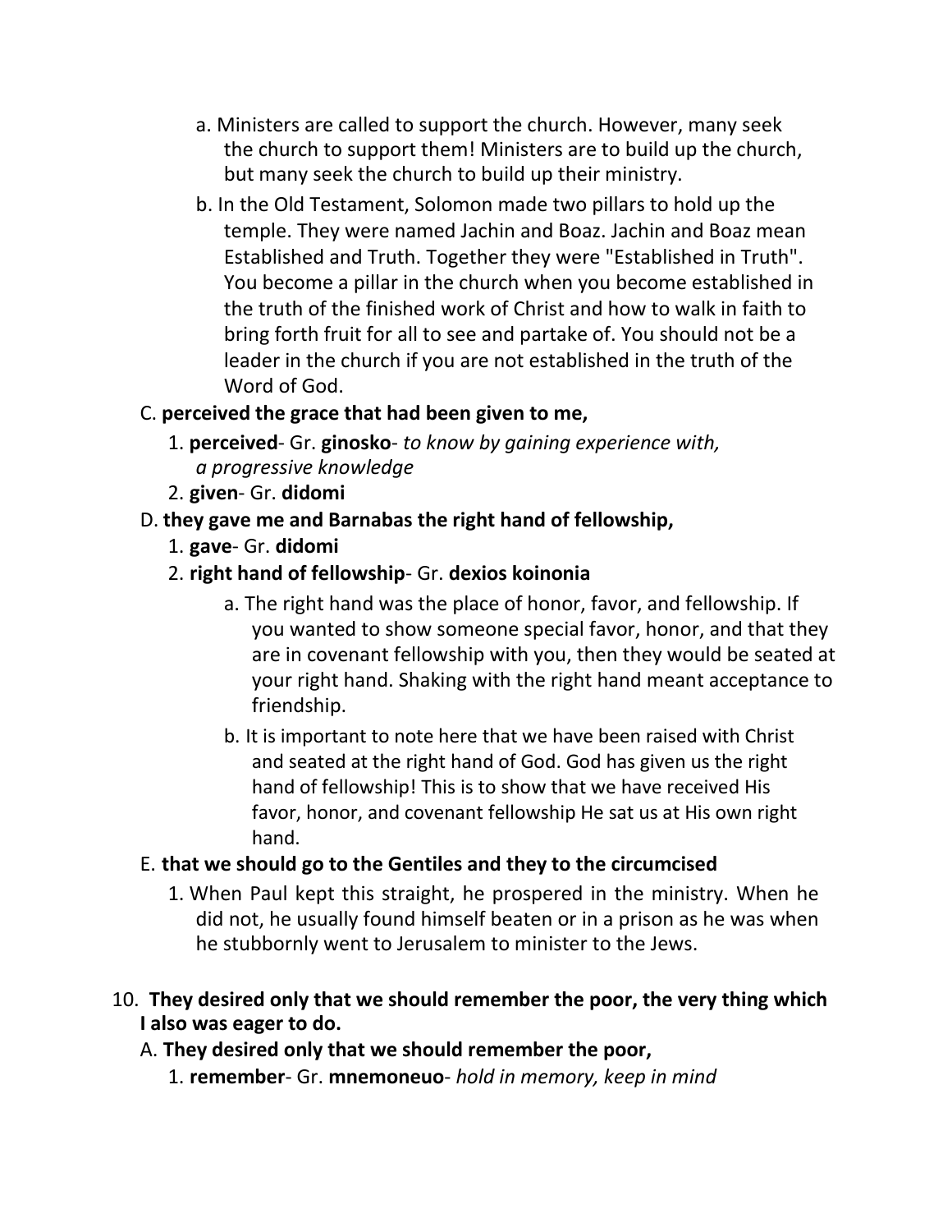a. Ministers are called to support the church. However, many seek the church to support them! Ministers are to build up the church, but many seek the church to build up their ministry.

b. In the Old Testament, Solomon made two pillars to hold up the temple. They were named Jachin and Boaz. Jachin and Boaz mean Established and Truth. Together they were "Established in Truth". You become a pillar in the church when you become established in the truth of the finished work of Christ and how to walk in faith to bring forth fruit for all to see and partake of. You should not be a leader in the church if you are not established in the truth of the Word of God.

C. **perceived the grace that had been given to me,**

1. **perceived**- Gr. **ginosko**- *to know by gaining experience with, a progressive knowledge*
2. **given**- Gr. **didomi**

D. **they gave me and Barnabas the right hand of fellowship,**

1. **gave**- Gr. **didomi**
2. **right hand of fellowship**- Gr. **dexios koinonia**

a. The right hand was the place of honor, favor, and fellowship. If you wanted to show someone special favor, honor, and that they are in covenant fellowship with you, then they would be seated at your right hand. Shaking with the right hand meant acceptance to friendship.

b. It is important to note here that we have been raised with Christ and seated at the right hand of God. God has given us the right hand of fellowship! This is to show that we have received His favor, honor, and covenant fellowship He sat us at His own right hand.

E. **that we should go to the Gentiles and they to the circumcised**

1. When Paul kept this straight, he prospered in the ministry. When he did not, he usually found himself beaten or in a prison as he was when he stubbornly went to Jerusalem to minister to the Jews.

10. **They desired only that we should remember the poor, the very thing which I also was eager to do.**

A. **They desired only that we should remember the poor,**

1. **remember**- Gr. **mnemoneuo**- *hold in memory, keep in mind*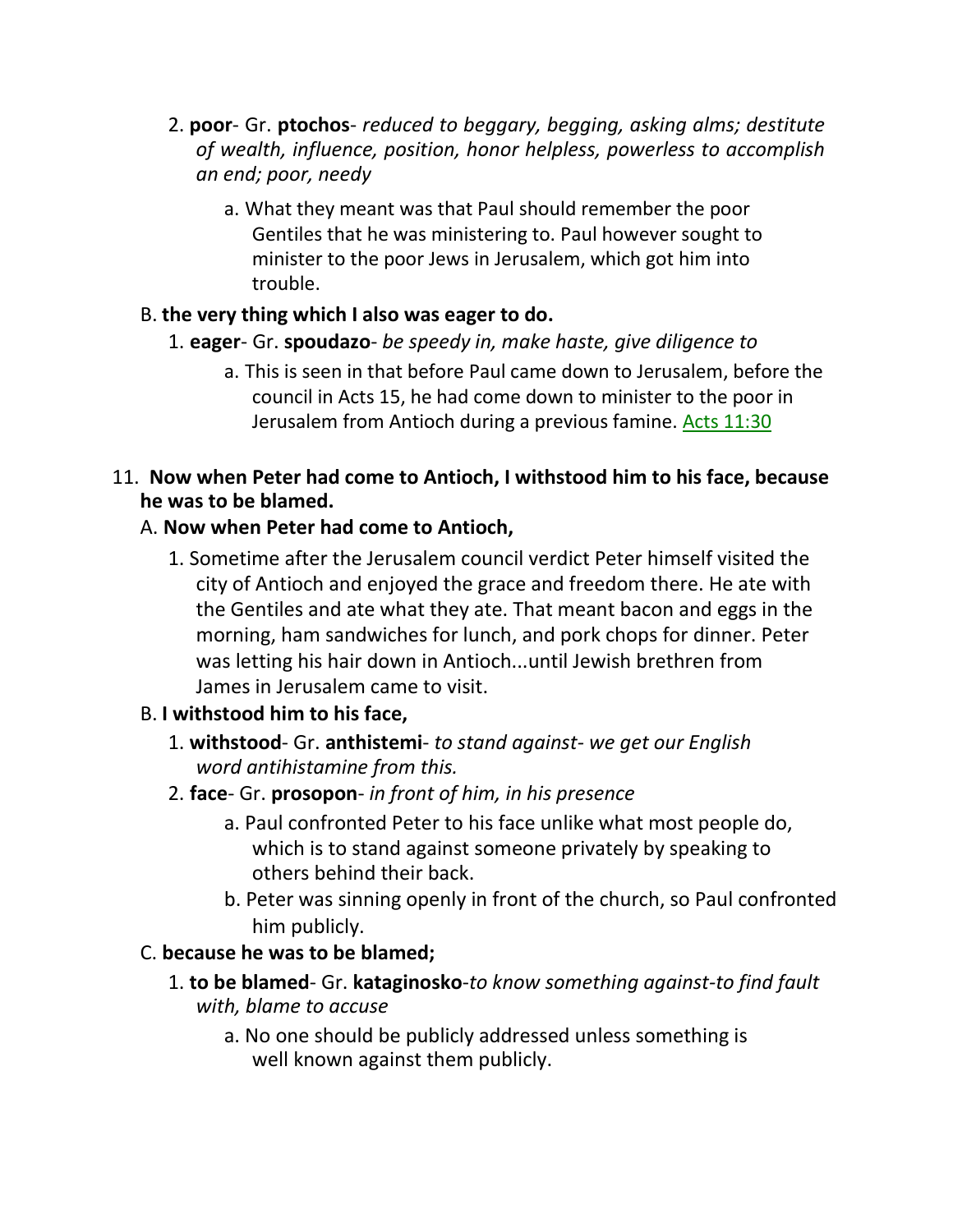2. **poor**- Gr. **ptochos**- *reduced to beggary, begging, asking alms; destitute of wealth, influence, position, honor helpless, powerless to accomplish an end; poor, needy*

    a. What they meant was that Paul should remember the poor Gentiles that he was ministering to. Paul however sought to minister to the poor Jews in Jerusalem, which got him into trouble.

B. **the very thing which I also was eager to do.**

1. **eager**- Gr. **spoudazo**- *be speedy in, make haste, give diligence to*

    a. This is seen in that before Paul came down to Jerusalem, before the council in Acts 15, he had come down to minister to the poor in Jerusalem from Antioch during a previous famine. Acts 11:30

11. **Now when Peter had come to Antioch, I withstood him to his face, because he was to be blamed.**

A. **Now when Peter had come to Antioch,**

1. Sometime after the Jerusalem council verdict Peter himself visited the city of Antioch and enjoyed the grace and freedom there. He ate with the Gentiles and ate what they ate. That meant bacon and eggs in the morning, ham sandwiches for lunch, and pork chops for dinner. Peter was letting his hair down in Antioch...until Jewish brethren from James in Jerusalem came to visit.

B. **I withstood him to his face,**

1. **withstood**- Gr. **anthistemi**- *to stand against- we get our English word antihistamine from this.*

2. **face**- Gr. **prosopon**- *in front of him, in his presence*

    a. Paul confronted Peter to his face unlike what most people do, which is to stand against someone privately by speaking to others behind their back.

    b. Peter was sinning openly in front of the church, so Paul confronted him publicly.

C. **because he was to be blamed;**

1. **to be blamed**- Gr. **kataginosko**-*to know something against-to find fault with, blame to accuse*

    a. No one should be publicly addressed unless something is well known against them publicly.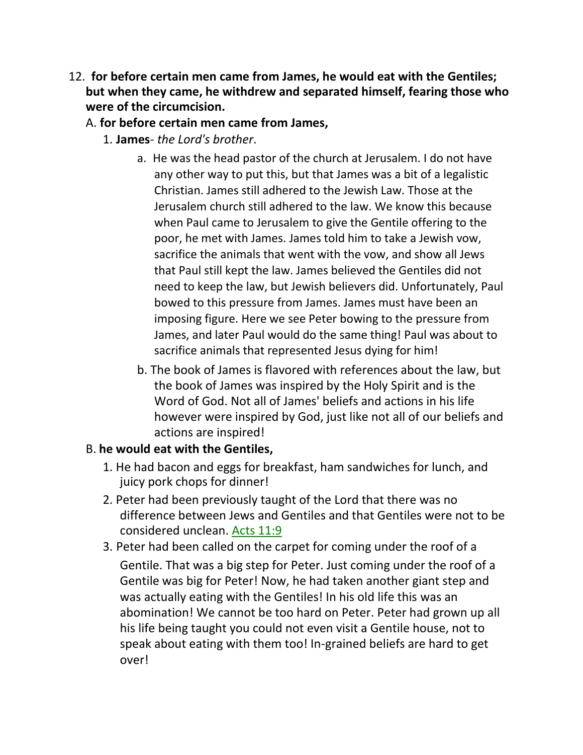12. **for before certain men came from James, he would eat with the Gentiles; but when they came, he withdrew and separated himself, fearing those who were of the circumcision.**

   A. **for before certain men came from James,**

      1. **James**- *the Lord's brother*.

         a. He was the head pastor of the church at Jerusalem. I do not have any other way to put this, but that James was a bit of a legalistic Christian. James still adhered to the Jewish Law. Those at the Jerusalem church still adhered to the law. We know this because when Paul came to Jerusalem to give the Gentile offering to the poor, he met with James. James told him to take a Jewish vow, sacrifice the animals that went with the vow, and show all Jews that Paul still kept the law. James believed the Gentiles did not need to keep the law, but Jewish believers did. Unfortunately, Paul bowed to this pressure from James. James must have been an imposing figure. Here we see Peter bowing to the pressure from James, and later Paul would do the same thing! Paul was about to sacrifice animals that represented Jesus dying for him!

         b. The book of James is flavored with references about the law, but the book of James was inspired by the Holy Spirit and is the Word of God. Not all of James' beliefs and actions in his life however were inspired by God, just like not all of our beliefs and actions are inspired!

   B. **he would eat with the Gentiles,**

      1. He had bacon and eggs for breakfast, ham sandwiches for lunch, and juicy pork chops for dinner!

      2. Peter had been previously taught of the Lord that there was no difference between Jews and Gentiles and that Gentiles were not to be considered unclean. Acts 11:9

      3. Peter had been called on the carpet for coming under the roof of a Gentile. That was a big step for Peter. Just coming under the roof of a Gentile was big for Peter! Now, he had taken another giant step and was actually eating with the Gentiles! In his old life this was an abomination! We cannot be too hard on Peter. Peter had grown up all his life being taught you could not even visit a Gentile house, not to speak about eating with them too! In-grained beliefs are hard to get over!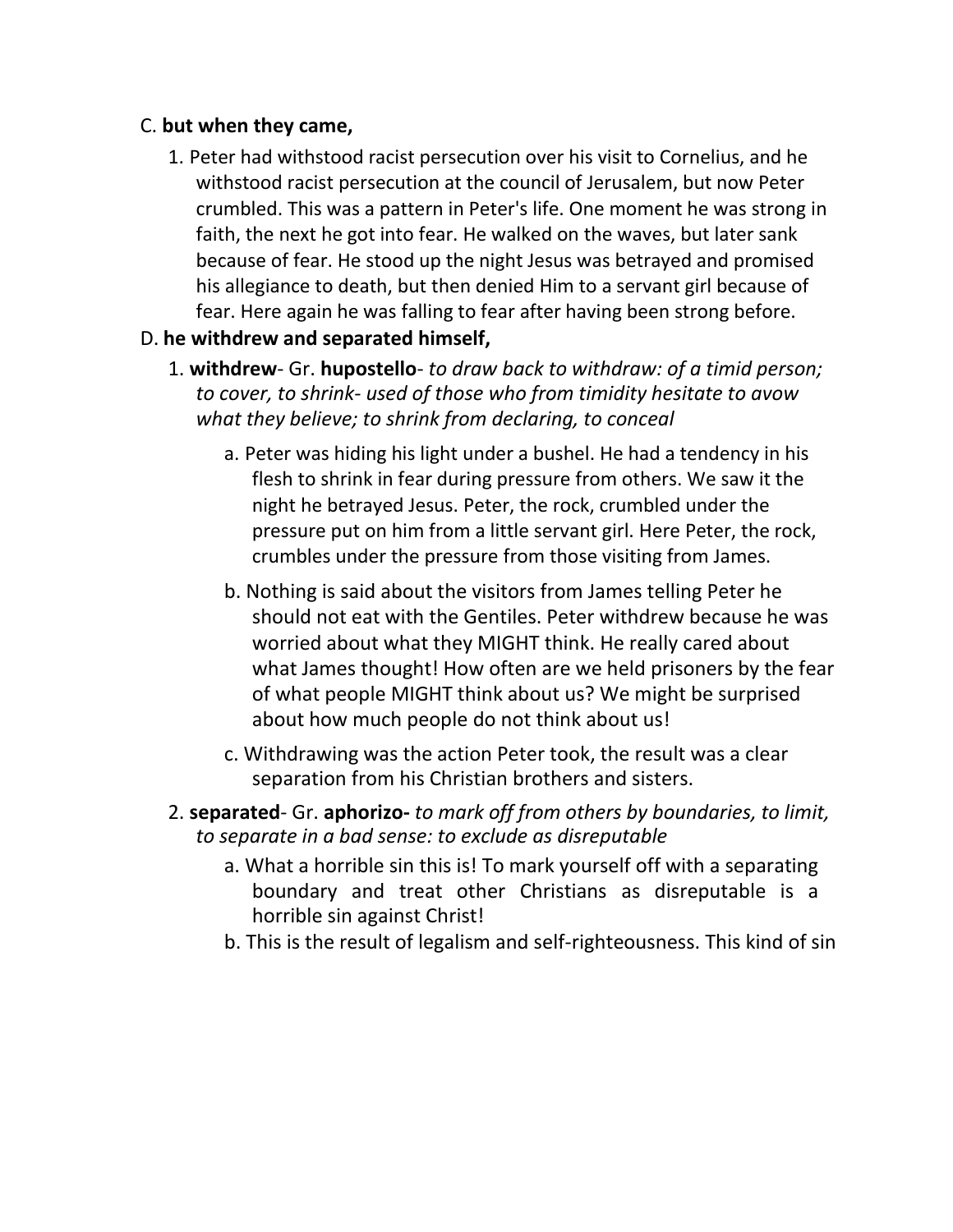C. **but when they came,**

1. Peter had withstood racist persecution over his visit to Cornelius, and he withstood racist persecution at the council of Jerusalem, but now Peter crumbled. This was a pattern in Peter's life. One moment he was strong in faith, the next he got into fear. He walked on the waves, but later sank because of fear. He stood up the night Jesus was betrayed and promised his allegiance to death, but then denied Him to a servant girl because of fear. Here again he was falling to fear after having been strong before.

D. **he withdrew and separated himself,**

1. **withdrew**- Gr. **hupostello**- *to draw back to withdraw: of a timid person; to cover, to shrink- used of those who from timidity hesitate to avow what they believe; to shrink from declaring, to conceal*

   a. Peter was hiding his light under a bushel. He had a tendency in his flesh to shrink in fear during pressure from others. We saw it the night he betrayed Jesus. Peter, the rock, crumbled under the pressure put on him from a little servant girl. Here Peter, the rock, crumbles under the pressure from those visiting from James.

   b. Nothing is said about the visitors from James telling Peter he should not eat with the Gentiles. Peter withdrew because he was worried about what they MIGHT think. He really cared about what James thought! How often are we held prisoners by the fear of what people MIGHT think about us? We might be surprised about how much people do not think about us!

   c. Withdrawing was the action Peter took, the result was a clear separation from his Christian brothers and sisters.

2. **separated**- Gr. **aphorizo-** *to mark off from others by boundaries, to limit, to separate in a bad sense: to exclude as disreputable*

   a. What a horrible sin this is! To mark yourself off with a separating boundary and treat other Christians as disreputable is a horrible sin against Christ!

   b. This is the result of legalism and self-righteousness. This kind of sin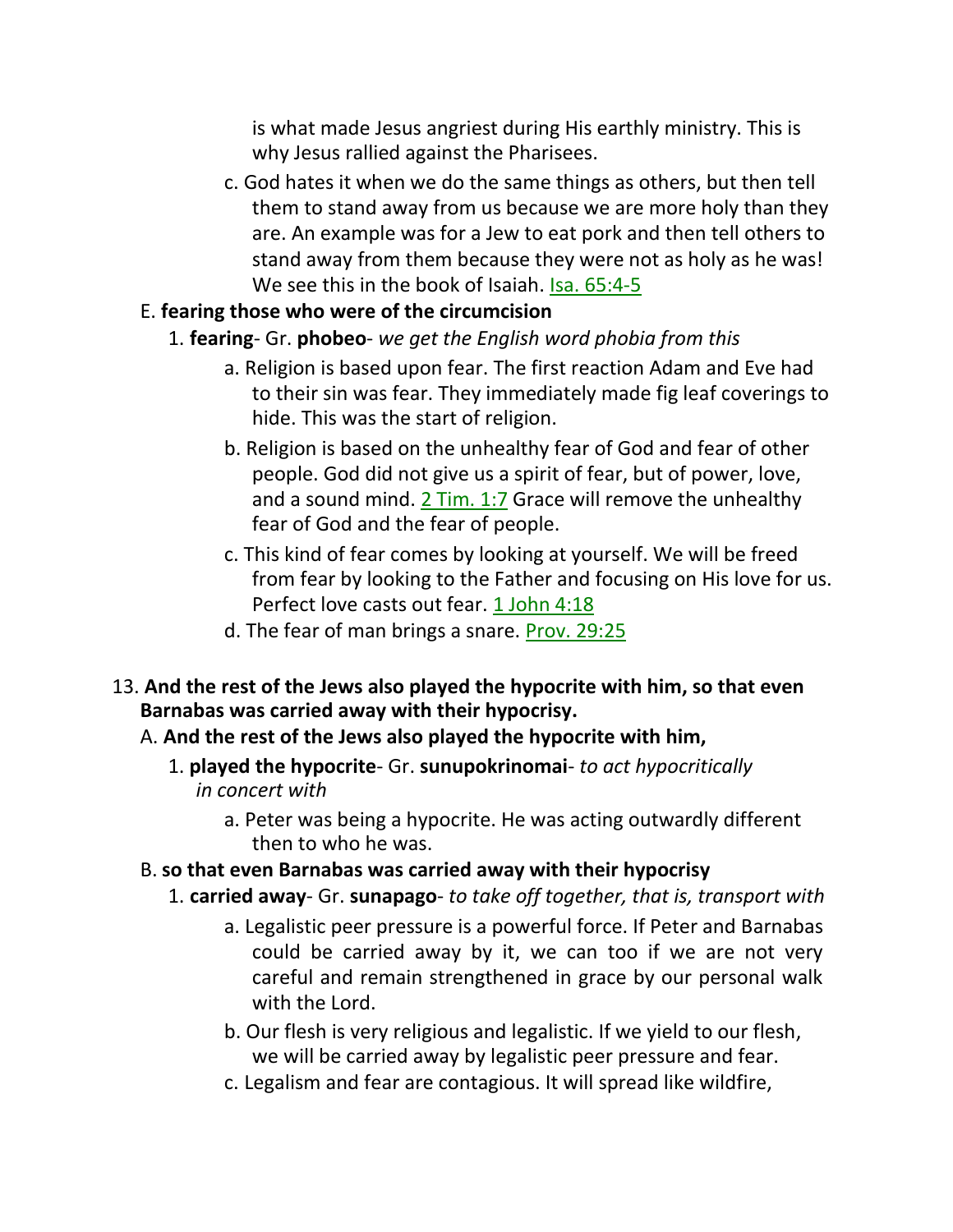is what made Jesus angriest during His earthly ministry. This is why Jesus rallied against the Pharisees.

c. God hates it when we do the same things as others, but then tell them to stand away from us because we are more holy than they are. An example was for a Jew to eat pork and then tell others to stand away from them because they were not as holy as he was! We see this in the book of Isaiah. Isa. 65:4-5

E. **fearing those who were of the circumcision**

1. **fearing**- Gr. **phobeo**- *we get the English word phobia from this*

a. Religion is based upon fear. The first reaction Adam and Eve had to their sin was fear. They immediately made fig leaf coverings to hide. This was the start of religion.

b. Religion is based on the unhealthy fear of God and fear of other people. God did not give us a spirit of fear, but of power, love, and a sound mind. 2 Tim. 1:7 Grace will remove the unhealthy fear of God and the fear of people.

c. This kind of fear comes by looking at yourself. We will be freed from fear by looking to the Father and focusing on His love for us. Perfect love casts out fear. 1 John 4:18

d. The fear of man brings a snare. Prov. 29:25

13. **And the rest of the Jews also played the hypocrite with him, so that even Barnabas was carried away with their hypocrisy.**

A. **And the rest of the Jews also played the hypocrite with him,**

1. **played the hypocrite**- Gr. **sunupokrinomai**- *to act hypocritically in concert with*

a. Peter was being a hypocrite. He was acting outwardly different then to who he was.

B. **so that even Barnabas was carried away with their hypocrisy**

1. **carried away**- Gr. **sunapago**- *to take off together, that is, transport with*

a. Legalistic peer pressure is a powerful force. If Peter and Barnabas could be carried away by it, we can too if we are not very careful and remain strengthened in grace by our personal walk with the Lord.

b. Our flesh is very religious and legalistic. If we yield to our flesh, we will be carried away by legalistic peer pressure and fear.

c. Legalism and fear are contagious. It will spread like wildfire,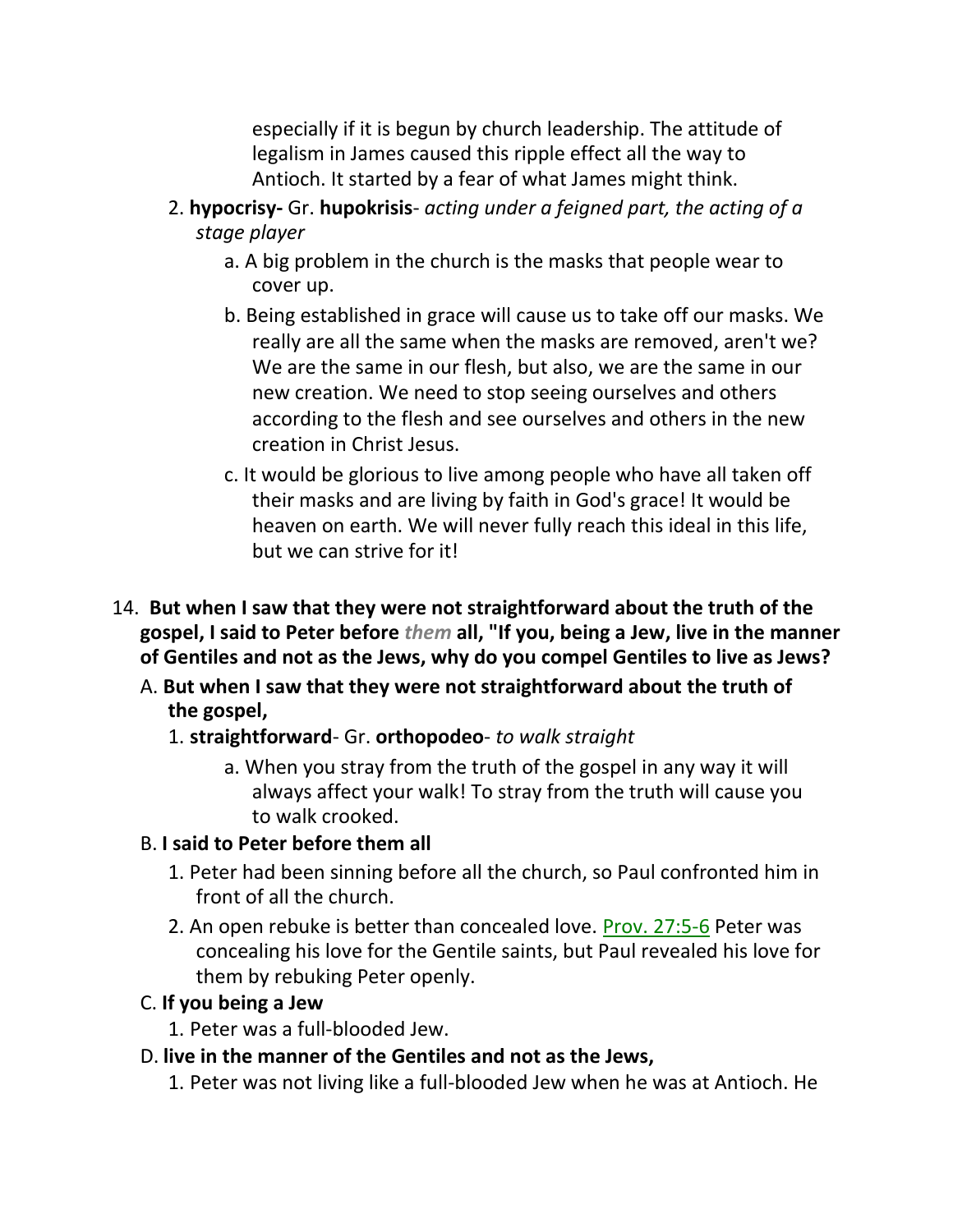especially if it is begun by church leadership. The attitude of legalism in James caused this ripple effect all the way to Antioch. It started by a fear of what James might think.

2. **hypocrisy-** Gr. **hupokrisis**- *acting under a feigned part, the acting of a stage player*
   - a. A big problem in the church is the masks that people wear to cover up.
   - b. Being established in grace will cause us to take off our masks. We really are all the same when the masks are removed, aren't we? We are the same in our flesh, but also, we are the same in our new creation. We need to stop seeing ourselves and others according to the flesh and see ourselves and others in the new creation in Christ Jesus.
   - c. It would be glorious to live among people who have all taken off their masks and are living by faith in God's grace! It would be heaven on earth. We will never fully reach this ideal in this life, but we can strive for it!

14. **But when I saw that they were not straightforward about the truth of the gospel, I said to Peter before *them* all, "If you, being a Jew, live in the manner of Gentiles and not as the Jews, why do you compel Gentiles to live as Jews?**

   A. **But when I saw that they were not straightforward about the truth of the gospel,**
   1. **straightforward**- Gr. **orthopodeo**- *to walk straight*
      - a. When you stray from the truth of the gospel in any way it will always affect your walk! To stray from the truth will cause you to walk crooked.

   B. **I said to Peter before them all**
   1. Peter had been sinning before all the church, so Paul confronted him in front of all the church.
   2. An open rebuke is better than concealed love. Prov. 27:5-6 Peter was concealing his love for the Gentile saints, but Paul revealed his love for them by rebuking Peter openly.

   C. **If you being a Jew**
   1. Peter was a full-blooded Jew.

   D. **live in the manner of the Gentiles and not as the Jews,**
   1. Peter was not living like a full-blooded Jew when he was at Antioch. He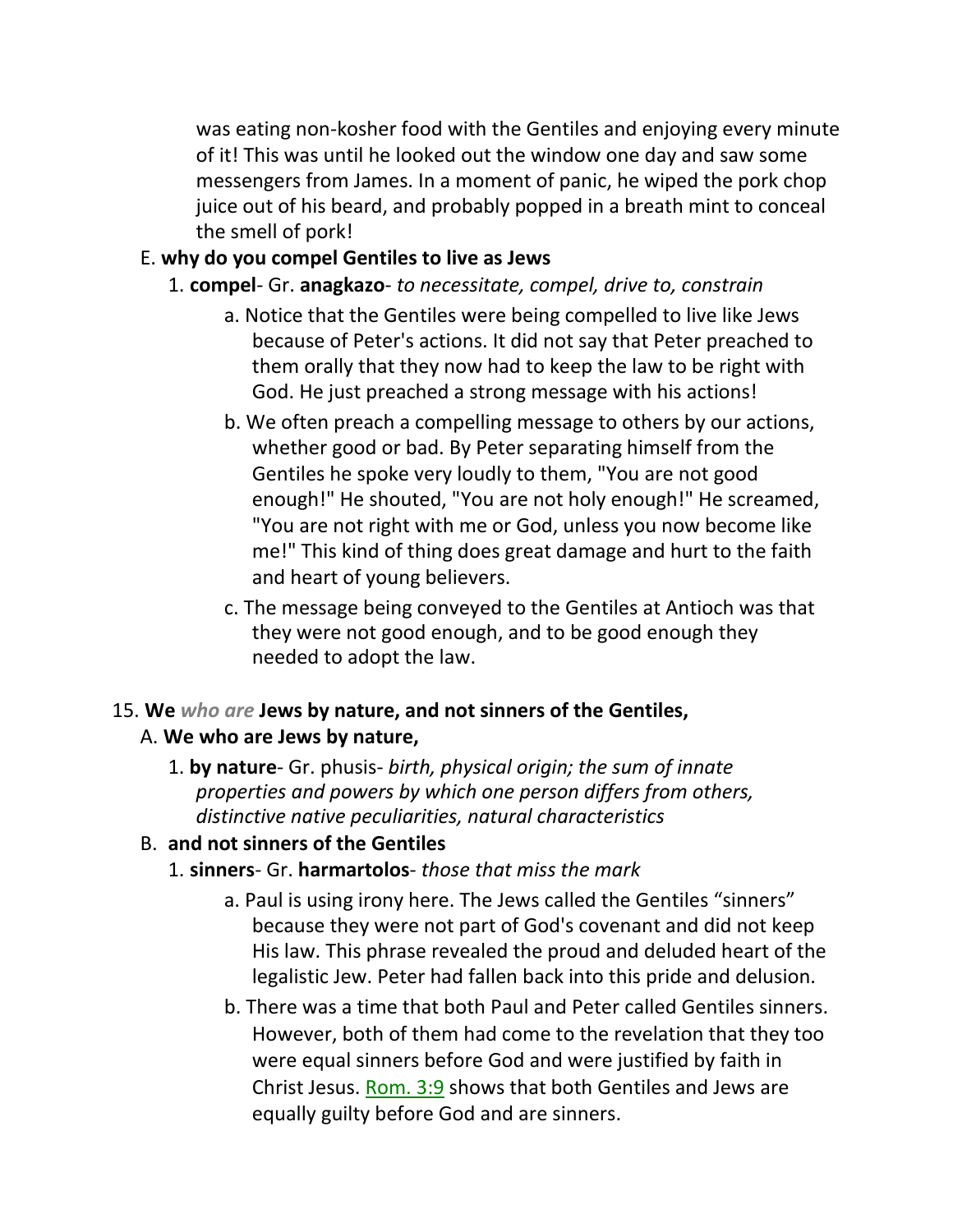was eating non-kosher food with the Gentiles and enjoying every minute of it! This was until he looked out the window one day and saw some messengers from James. In a moment of panic, he wiped the pork chop juice out of his beard, and probably popped in a breath mint to conceal the smell of pork!

E. **why do you compel Gentiles to live as Jews**

1. **compel**- Gr. **anagkazo**- *to necessitate, compel, drive to, constrain*

   a. Notice that the Gentiles were being compelled to live like Jews because of Peter's actions. It did not say that Peter preached to them orally that they now had to keep the law to be right with God. He just preached a strong message with his actions!

   b. We often preach a compelling message to others by our actions, whether good or bad. By Peter separating himself from the Gentiles he spoke very loudly to them, "You are not good enough!" He shouted, "You are not holy enough!" He screamed, "You are not right with me or God, unless you now become like me!" This kind of thing does great damage and hurt to the faith and heart of young believers.

   c. The message being conveyed to the Gentiles at Antioch was that they were not good enough, and to be good enough they needed to adopt the law.

15. **We** ***who are*** **Jews by nature, and not sinners of the Gentiles,**

A. **We who are Jews by nature,**

1. **by nature**- Gr. phusis- *birth, physical origin; the sum of innate properties and powers by which one person differs from others, distinctive native peculiarities, natural characteristics*

B. **and not sinners of the Gentiles**

1. **sinners**- Gr. **harmartolos**- *those that miss the mark*

   a. Paul is using irony here. The Jews called the Gentiles "sinners" because they were not part of God's covenant and did not keep His law. This phrase revealed the proud and deluded heart of the legalistic Jew. Peter had fallen back into this pride and delusion.

   b. There was a time that both Paul and Peter called Gentiles sinners. However, both of them had come to the revelation that they too were equal sinners before God and were justified by faith in Christ Jesus. Rom. 3:9 shows that both Gentiles and Jews are equally guilty before God and are sinners.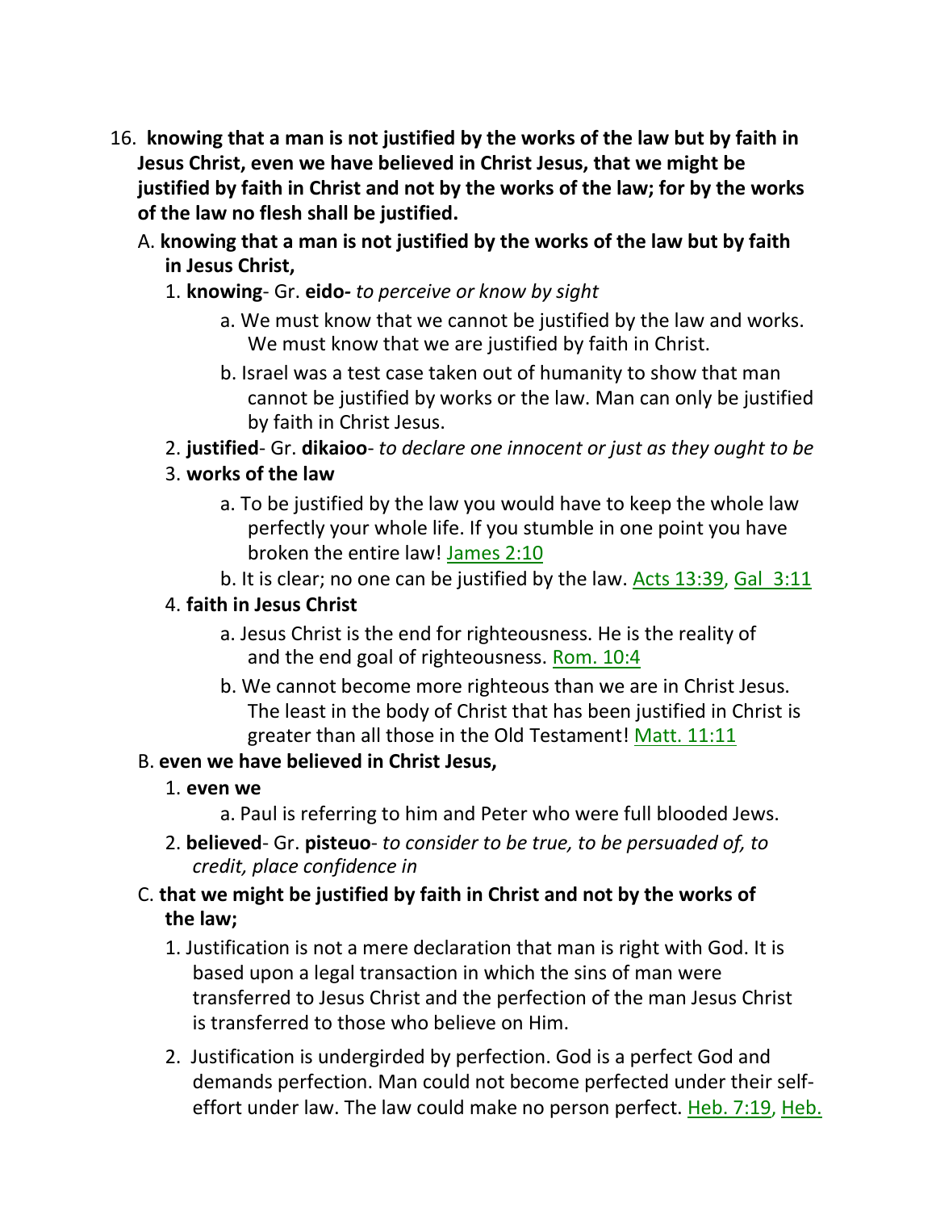16. **knowing that a man is not justified by the works of the law but by faith in Jesus Christ, even we have believed in Christ Jesus, that we might be justified by faith in Christ and not by the works of the law; for by the works of the law no flesh shall be justified.**

   A. **knowing that a man is not justified by the works of the law but by faith in Jesus Christ,**

      1. **knowing**- Gr. **eido-** *to perceive or know by sight*

         a. We must know that we cannot be justified by the law and works. We must know that we are justified by faith in Christ.

         b. Israel was a test case taken out of humanity to show that man cannot be justified by works or the law. Man can only be justified by faith in Christ Jesus.

      2. **justified**- Gr. **dikaioo**- *to declare one innocent or just as they ought to be*

      3. **works of the law**

         a. To be justified by the law you would have to keep the whole law perfectly your whole life. If you stumble in one point you have broken the entire law! James 2:10

         b. It is clear; no one can be justified by the law. Acts 13:39, Gal 3:11

      4. **faith in Jesus Christ**

         a. Jesus Christ is the end for righteousness. He is the reality of and the end goal of righteousness. Rom. 10:4

         b. We cannot become more righteous than we are in Christ Jesus. The least in the body of Christ that has been justified in Christ is greater than all those in the Old Testament! Matt. 11:11

   B. **even we have believed in Christ Jesus,**

      1. **even we**

         a. Paul is referring to him and Peter who were full blooded Jews.

      2. **believed**- Gr. **pisteuo**- *to consider to be true, to be persuaded of, to credit, place confidence in*

   C. **that we might be justified by faith in Christ and not by the works of the law;**

      1. Justification is not a mere declaration that man is right with God. It is based upon a legal transaction in which the sins of man were transferred to Jesus Christ and the perfection of the man Jesus Christ is transferred to those who believe on Him.

      2. Justification is undergirded by perfection. God is a perfect God and demands perfection. Man could not become perfected under their self-effort under law. The law could make no person perfect. Heb. 7:19, Heb.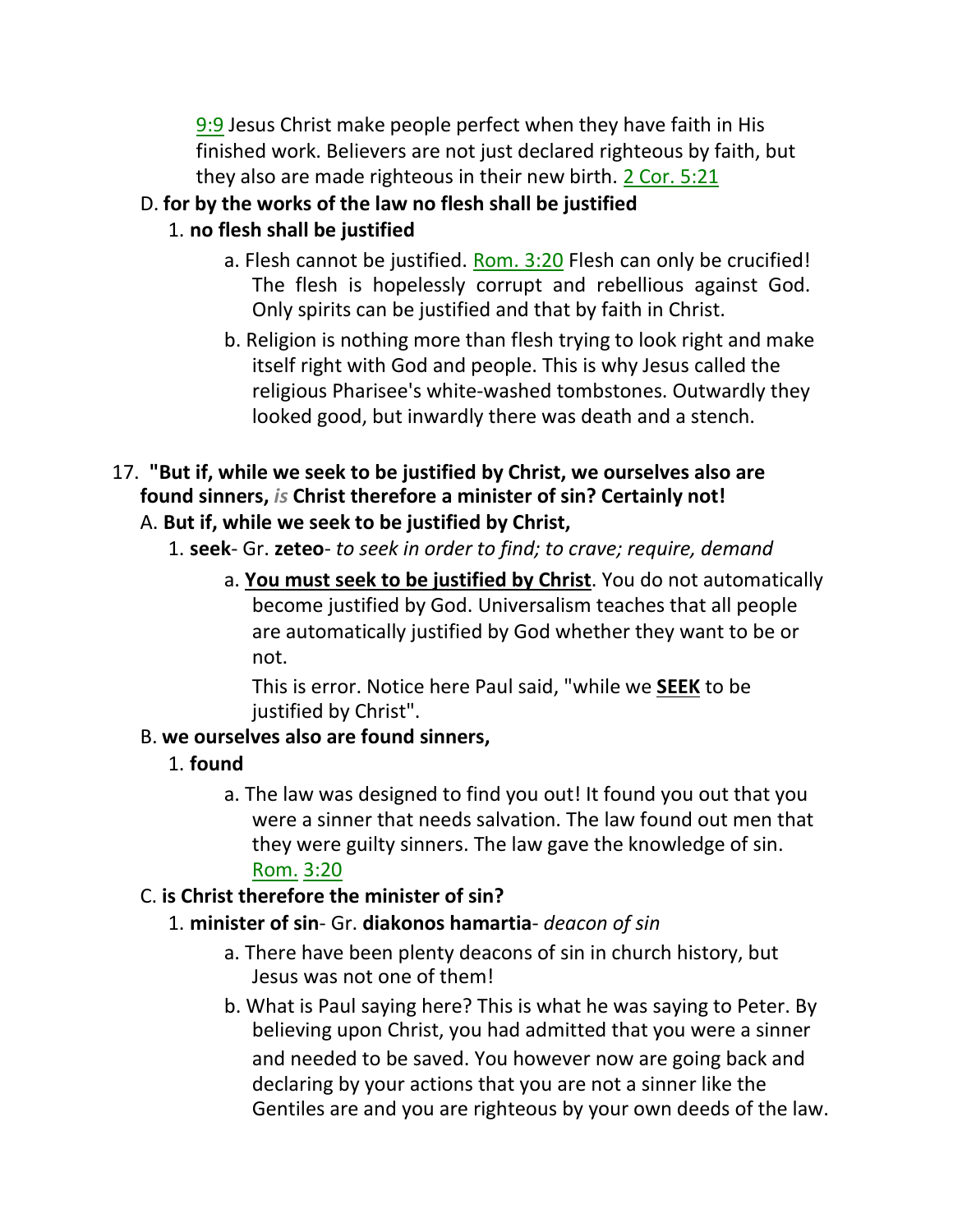9:9 Jesus Christ make people perfect when they have faith in His finished work. Believers are not just declared righteous by faith, but they also are made righteous in their new birth. 2 Cor. 5:21

D. **for by the works of the law no flesh shall be justified**

1. **no flesh shall be justified**

a. Flesh cannot be justified. Rom. 3:20 Flesh can only be crucified! The flesh is hopelessly corrupt and rebellious against God. Only spirits can be justified and that by faith in Christ.

b. Religion is nothing more than flesh trying to look right and make itself right with God and people. This is why Jesus called the religious Pharisee's white-washed tombstones. Outwardly they looked good, but inwardly there was death and a stench.

17. **"But if, while we seek to be justified by Christ, we ourselves also are found sinners, *is* Christ therefore a minister of sin? Certainly not!**

A. **But if, while we seek to be justified by Christ,**

1. **seek**- Gr. **zeteo**- *to seek in order to find; to crave; require, demand*

a. **You must seek to be justified by Christ**. You do not automatically become justified by God. Universalism teaches that all people are automatically justified by God whether they want to be or not.

This is error. Notice here Paul said, "while we **SEEK** to be justified by Christ".

B. **we ourselves also are found sinners,**

1. **found**

a. The law was designed to find you out! It found you out that you were a sinner that needs salvation. The law found out men that they were guilty sinners. The law gave the knowledge of sin. Rom. 3:20

C. **is Christ therefore the minister of sin?**

1. **minister of sin**- Gr. **diakonos hamartia**- *deacon of sin*

a. There have been plenty deacons of sin in church history, but Jesus was not one of them!

b. What is Paul saying here? This is what he was saying to Peter. By believing upon Christ, you had admitted that you were a sinner and needed to be saved. You however now are going back and declaring by your actions that you are not a sinner like the Gentiles are and you are righteous by your own deeds of the law.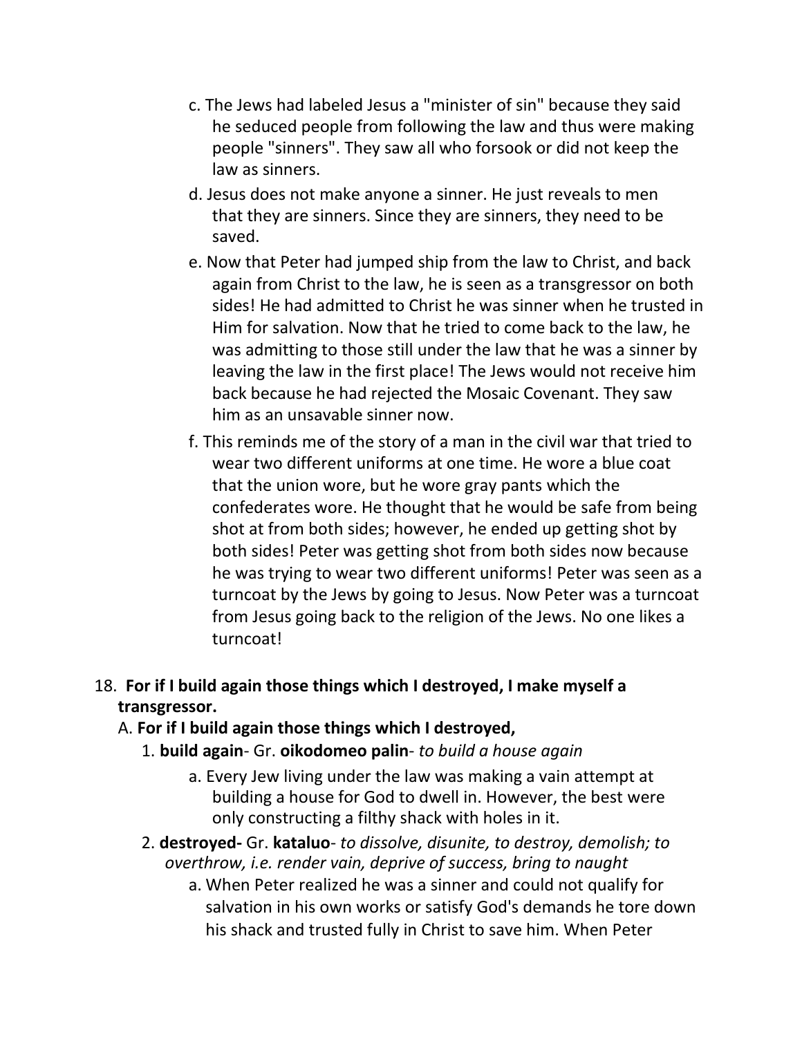c. The Jews had labeled Jesus a "minister of sin" because they said he seduced people from following the law and thus were making people "sinners". They saw all who forsook or did not keep the law as sinners.

d. Jesus does not make anyone a sinner. He just reveals to men that they are sinners. Since they are sinners, they need to be saved.

e. Now that Peter had jumped ship from the law to Christ, and back again from Christ to the law, he is seen as a transgressor on both sides! He had admitted to Christ he was sinner when he trusted in Him for salvation. Now that he tried to come back to the law, he was admitting to those still under the law that he was a sinner by leaving the law in the first place! The Jews would not receive him back because he had rejected the Mosaic Covenant. They saw him as an unsavable sinner now.

f. This reminds me of the story of a man in the civil war that tried to wear two different uniforms at one time. He wore a blue coat that the union wore, but he wore gray pants which the confederates wore. He thought that he would be safe from being shot at from both sides; however, he ended up getting shot by both sides! Peter was getting shot from both sides now because he was trying to wear two different uniforms! Peter was seen as a turncoat by the Jews by going to Jesus. Now Peter was a turncoat from Jesus going back to the religion of the Jews. No one likes a turncoat!

18. **For if I build again those things which I destroyed, I make myself a transgressor.**

A. **For if I build again those things which I destroyed,**

1. **build again**- Gr. **oikodomeo palin**- *to build a house again*

a. Every Jew living under the law was making a vain attempt at building a house for God to dwell in. However, the best were only constructing a filthy shack with holes in it.

2. **destroyed-** Gr. **kataluo**- *to dissolve, disunite, to destroy, demolish; to overthrow, i.e. render vain, deprive of success, bring to naught*

a. When Peter realized he was a sinner and could not qualify for salvation in his own works or satisfy God's demands he tore down his shack and trusted fully in Christ to save him. When Peter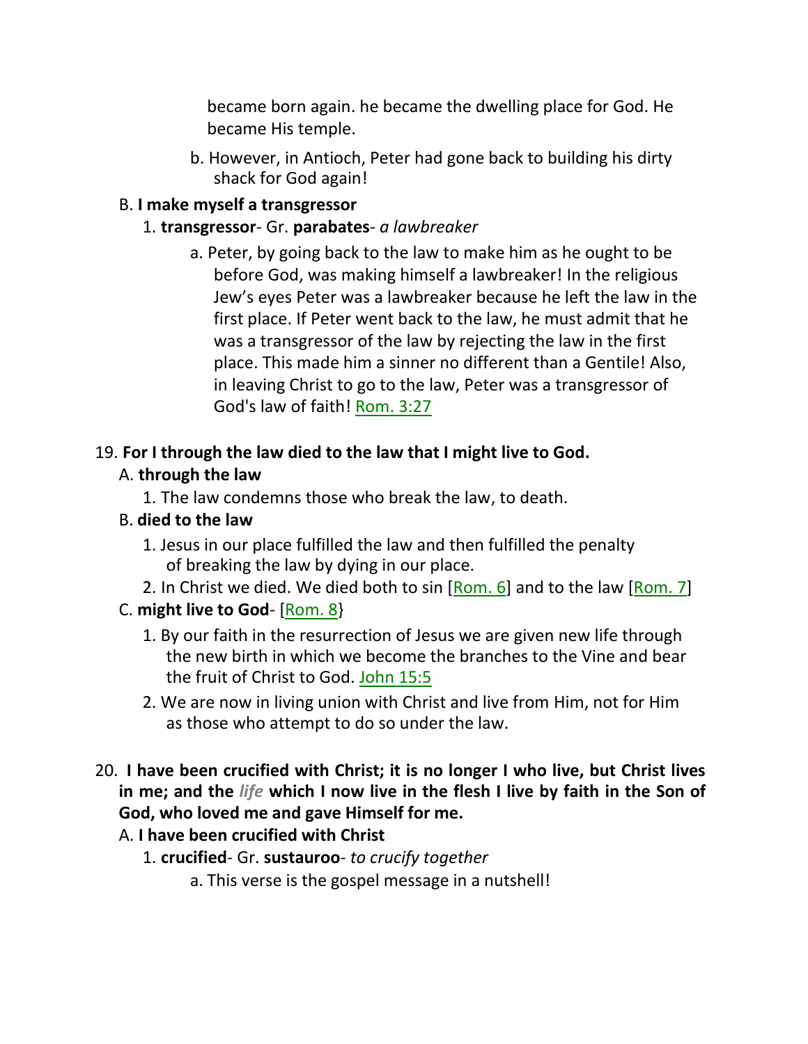became born again. he became the dwelling place for God. He became His temple.

b. However, in Antioch, Peter had gone back to building his dirty shack for God again!

B. **I make myself a transgressor**

1. **transgressor**- Gr. **parabates**- *a lawbreaker*

a. Peter, by going back to the law to make him as he ought to be before God, was making himself a lawbreaker! In the religious Jew's eyes Peter was a lawbreaker because he left the law in the first place. If Peter went back to the law, he must admit that he was a transgressor of the law by rejecting the law in the first place. This made him a sinner no different than a Gentile! Also, in leaving Christ to go to the law, Peter was a transgressor of God's law of faith! Rom. 3:27

19. **For I through the law died to the law that I might live to God.**

A. **through the law**

1. The law condemns those who break the law, to death.

B. **died to the law**

1. Jesus in our place fulfilled the law and then fulfilled the penalty of breaking the law by dying in our place.
2. In Christ we died. We died both to sin [Rom. 6] and to the law [Rom. 7]

C. **might live to God**- [Rom. 8}

1. By our faith in the resurrection of Jesus we are given new life through the new birth in which we become the branches to the Vine and bear the fruit of Christ to God. John 15:5
2. We are now in living union with Christ and live from Him, not for Him as those who attempt to do so under the law.

20. **I have been crucified with Christ; it is no longer I who live, but Christ lives in me; and the *life* which I now live in the flesh I live by faith in the Son of God, who loved me and gave Himself for me.**

A. **I have been crucified with Christ**

1. **crucified**- Gr. **sustauroo**- *to crucify together*

a. This verse is the gospel message in a nutshell!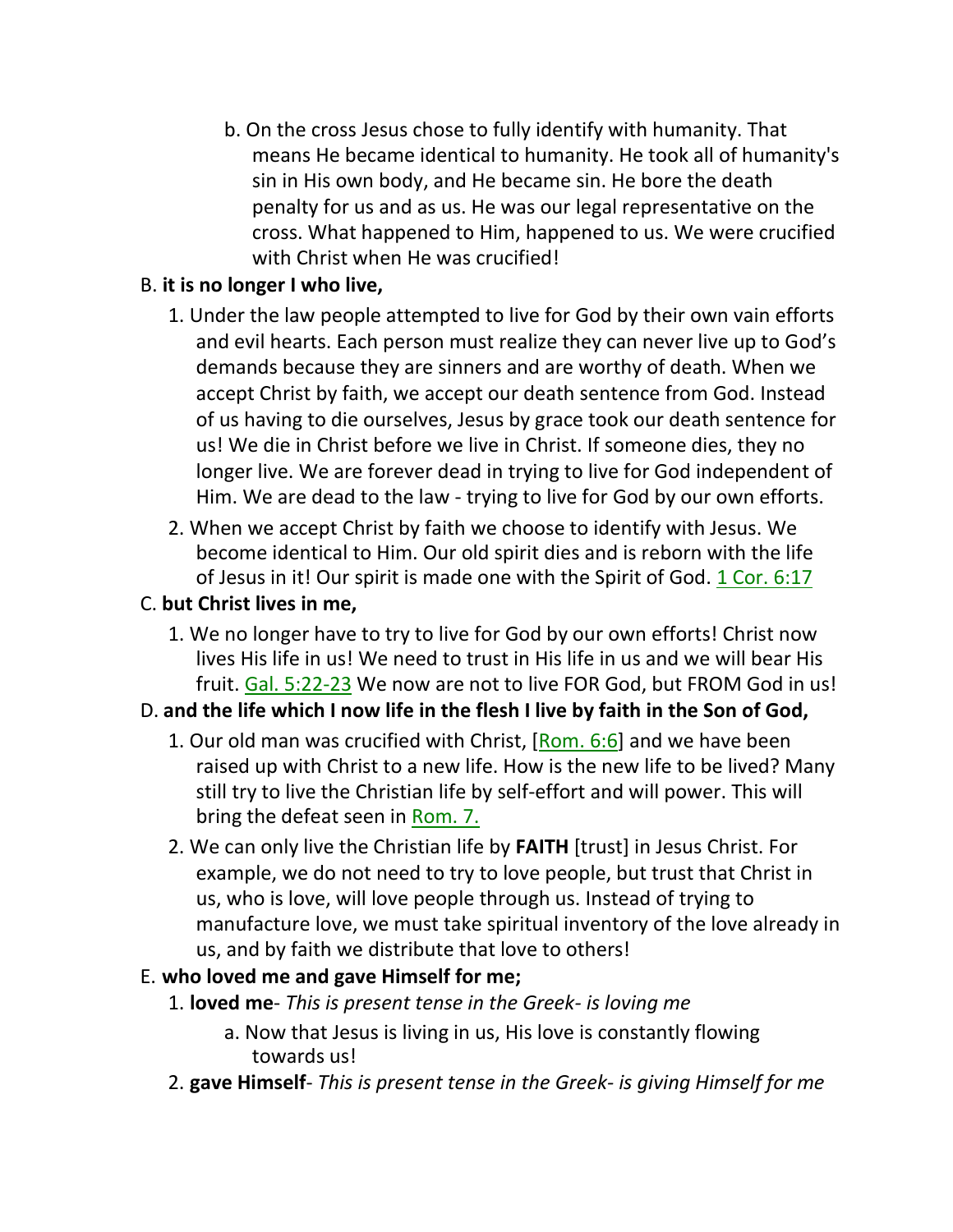b. On the cross Jesus chose to fully identify with humanity. That means He became identical to humanity. He took all of humanity's sin in His own body, and He became sin. He bore the death penalty for us and as us. He was our legal representative on the cross. What happened to Him, happened to us. We were crucified with Christ when He was crucified!

B. **it is no longer I who live,**

1. Under the law people attempted to live for God by their own vain efforts and evil hearts. Each person must realize they can never live up to God's demands because they are sinners and are worthy of death. When we accept Christ by faith, we accept our death sentence from God. Instead of us having to die ourselves, Jesus by grace took our death sentence for us! We die in Christ before we live in Christ. If someone dies, they no longer live. We are forever dead in trying to live for God independent of Him. We are dead to the law - trying to live for God by our own efforts.

2. When we accept Christ by faith we choose to identify with Jesus. We become identical to Him. Our old spirit dies and is reborn with the life of Jesus in it! Our spirit is made one with the Spirit of God. 1 Cor. 6:17

C. **but Christ lives in me,**

1. We no longer have to try to live for God by our own efforts! Christ now lives His life in us! We need to trust in His life in us and we will bear His fruit. Gal. 5:22-23 We now are not to live FOR God, but FROM God in us!

D. **and the life which I now life in the flesh I live by faith in the Son of God,**

1. Our old man was crucified with Christ, [Rom. 6:6] and we have been raised up with Christ to a new life. How is the new life to be lived? Many still try to live the Christian life by self-effort and will power. This will bring the defeat seen in Rom. 7.

2. We can only live the Christian life by **FAITH** [trust] in Jesus Christ. For example, we do not need to try to love people, but trust that Christ in us, who is love, will love people through us. Instead of trying to manufacture love, we must take spiritual inventory of the love already in us, and by faith we distribute that love to others!

E. **who loved me and gave Himself for me;**

1. **loved me**- *This is present tense in the Greek- is loving me*

   a. Now that Jesus is living in us, His love is constantly flowing towards us!

2. **gave Himself**- *This is present tense in the Greek- is giving Himself for me*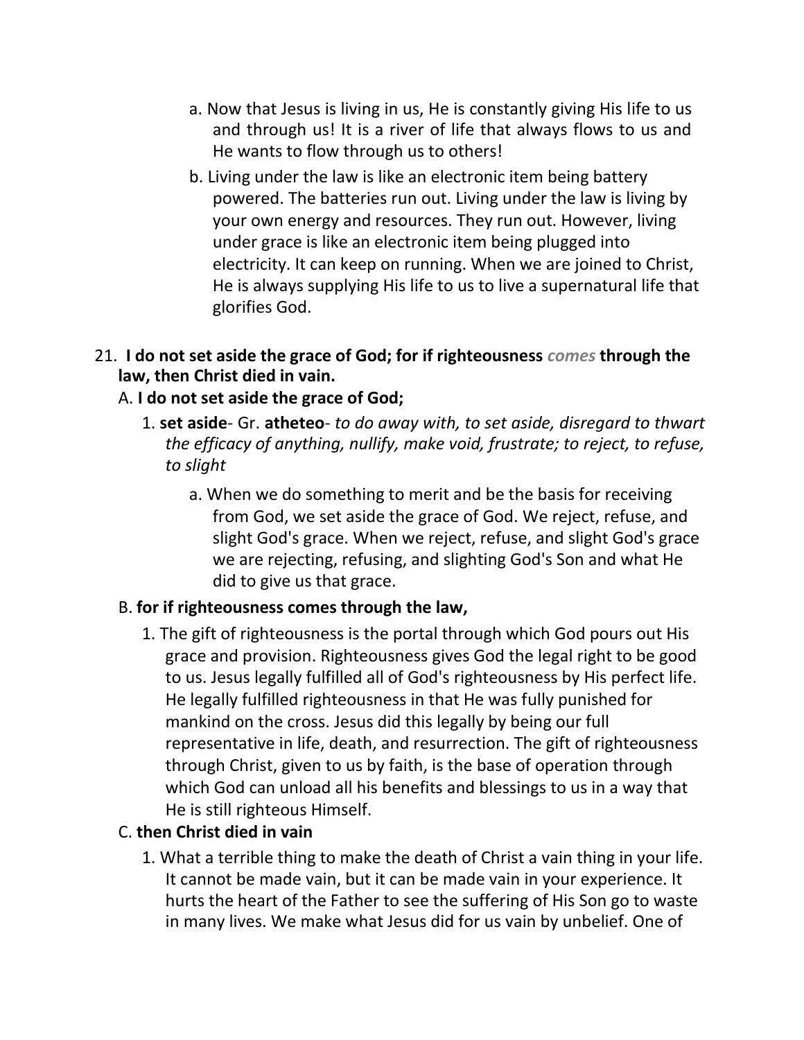a. Now that Jesus is living in us, He is constantly giving His life to us and through us! It is a river of life that always flows to us and He wants to flow through us to others!

b. Living under the law is like an electronic item being battery powered. The batteries run out. Living under the law is living by your own energy and resources. They run out. However, living under grace is like an electronic item being plugged into electricity. It can keep on running. When we are joined to Christ, He is always supplying His life to us to live a supernatural life that glorifies God.

21. **I do not set aside the grace of God; for if righteousness *comes* through the law, then Christ died in vain.**

A. **I do not set aside the grace of God;**

1. **set aside**- Gr. **atheteo**- *to do away with, to set aside, disregard to thwart the efficacy of anything, nullify, make void, frustrate; to reject, to refuse, to slight*

a. When we do something to merit and be the basis for receiving from God, we set aside the grace of God. We reject, refuse, and slight God's grace. When we reject, refuse, and slight God's grace we are rejecting, refusing, and slighting God's Son and what He did to give us that grace.

B. **for if righteousness comes through the law,**

1. The gift of righteousness is the portal through which God pours out His grace and provision. Righteousness gives God the legal right to be good to us. Jesus legally fulfilled all of God's righteousness by His perfect life. He legally fulfilled righteousness in that He was fully punished for mankind on the cross. Jesus did this legally by being our full representative in life, death, and resurrection. The gift of righteousness through Christ, given to us by faith, is the base of operation through which God can unload all his benefits and blessings to us in a way that He is still righteous Himself.

C. **then Christ died in vain**

1. What a terrible thing to make the death of Christ a vain thing in your life. It cannot be made vain, but it can be made vain in your experience. It hurts the heart of the Father to see the suffering of His Son go to waste in many lives. We make what Jesus did for us vain by unbelief. One of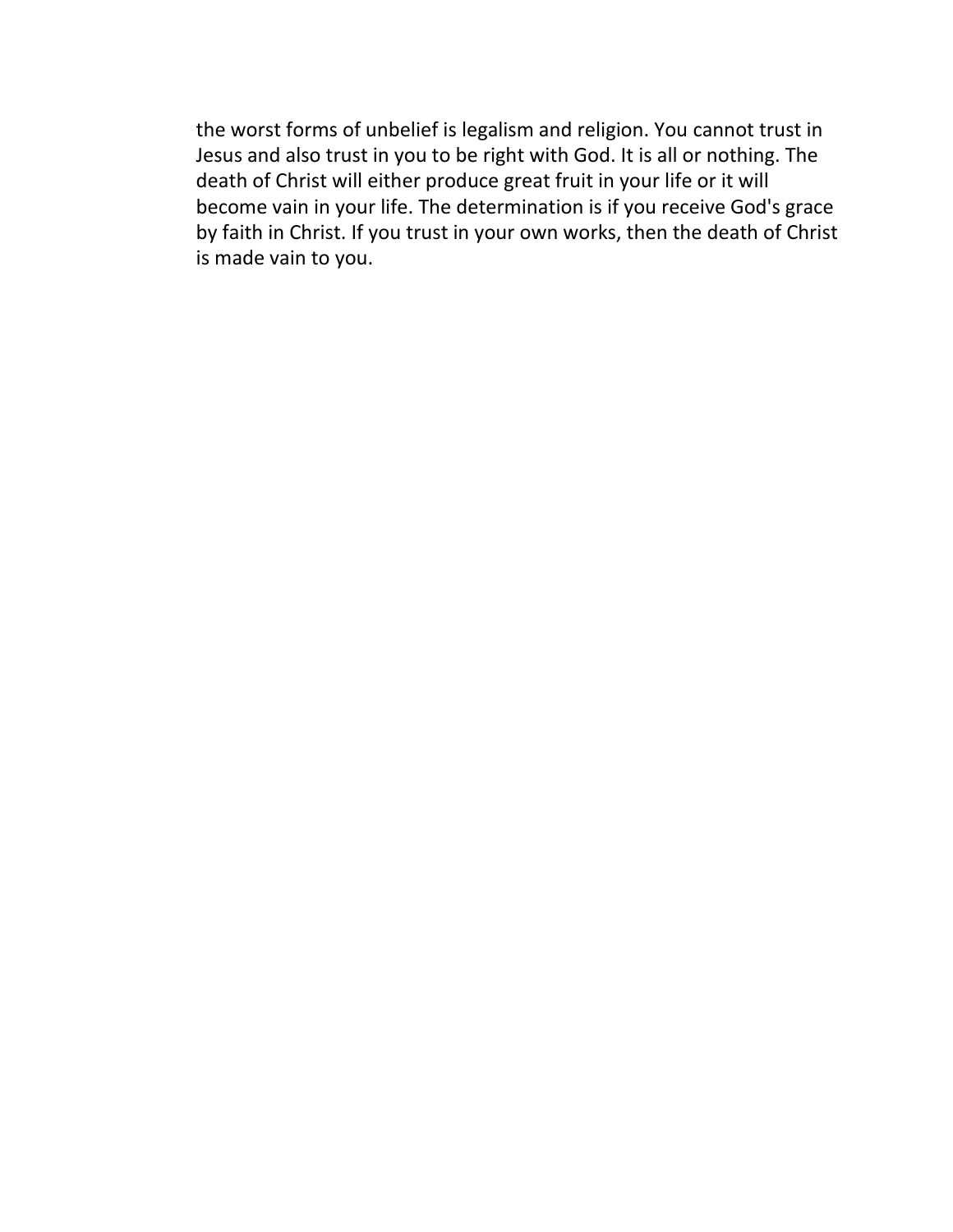the worst forms of unbelief is legalism and religion. You cannot trust in Jesus and also trust in you to be right with God. It is all or nothing. The death of Christ will either produce great fruit in your life or it will become vain in your life. The determination is if you receive God's grace by faith in Christ. If you trust in your own works, then the death of Christ is made vain to you.